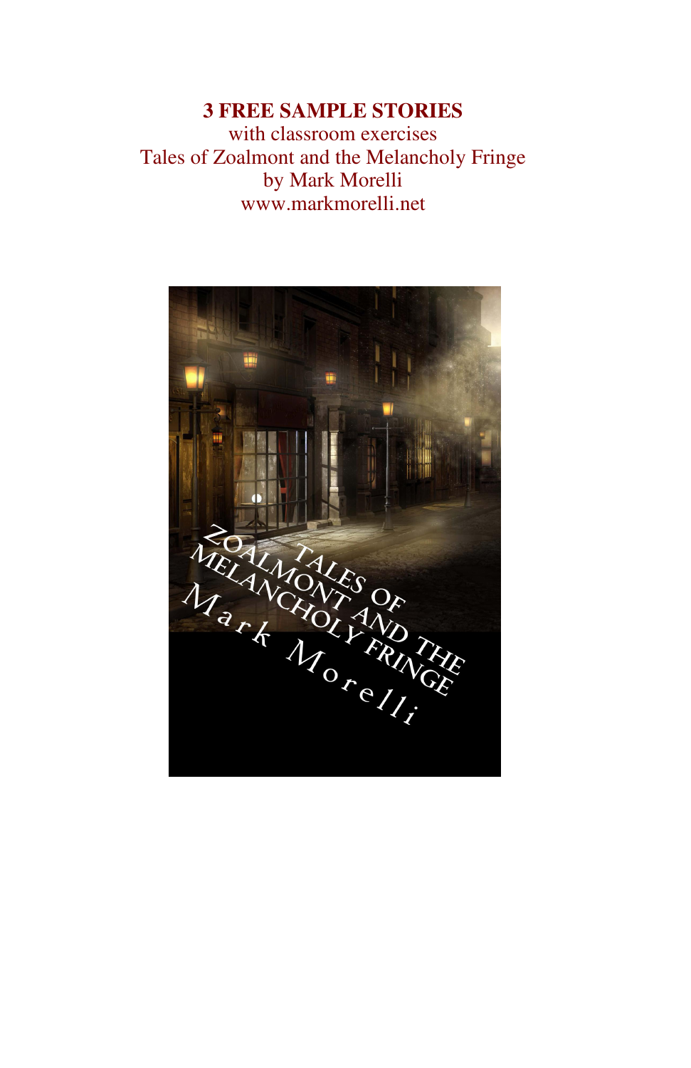**3 FREE SAMPLE STORIES**

with classroom exercises

Tales of Zoalmont and the Melancholy Fringe

by Mark Morelli

www.markmorelli.net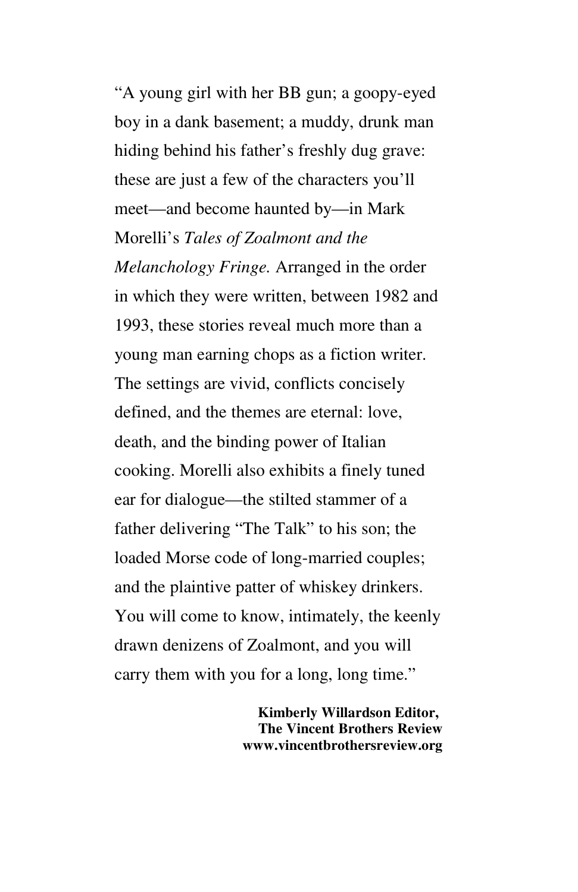"A young girl with her BB gun; a goopy-eyed boy in a dank basement; a muddy, drunk man hiding behind his father's freshly dug grave: these are just a few of the characters you'll meet—and become haunted by—in Mark Morelli's *Tales of Zoalmont and the Melanchology Fringe.* Arranged in the order in which they were written, between 1982 and 1993, these stories reveal much more than a young man earning chops as a fiction writer. The settings are vivid, conflicts concisely defined, and the themes are eternal: love, death, and the binding power of Italian cooking. Morelli also exhibits a finely tuned ear for dialogue—the stilted stammer of a father delivering "The Talk" to his son; the loaded Morse code of long-married couples; and the plaintive patter of whiskey drinkers. You will come to know, intimately, the keenly drawn denizens of Zoalmont, and you will carry them with you for a long, long time."

**Kimberly Willardson Editor,**
**The Vincent Brothers Review**
**www.vincentbrothersreview.org**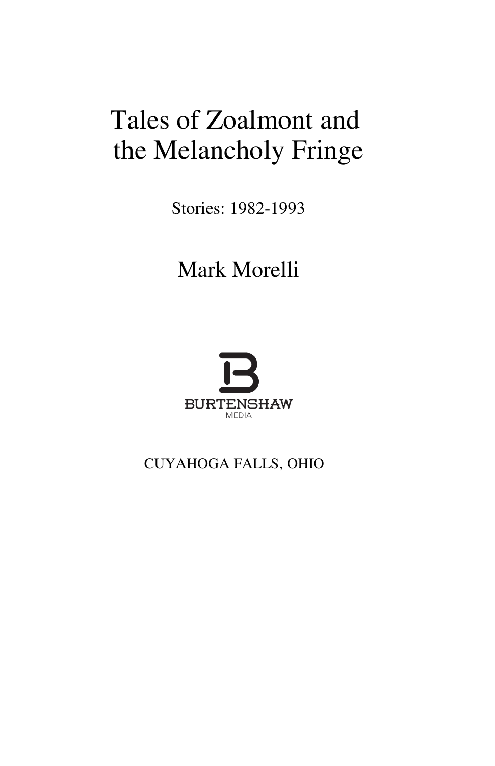# Tales of Zoalmont and the Melancholy Fringe

Stories: 1982-1993

Mark Morelli

BURTENSHAW MEDIA

CUYAHOGA FALLS, OHIO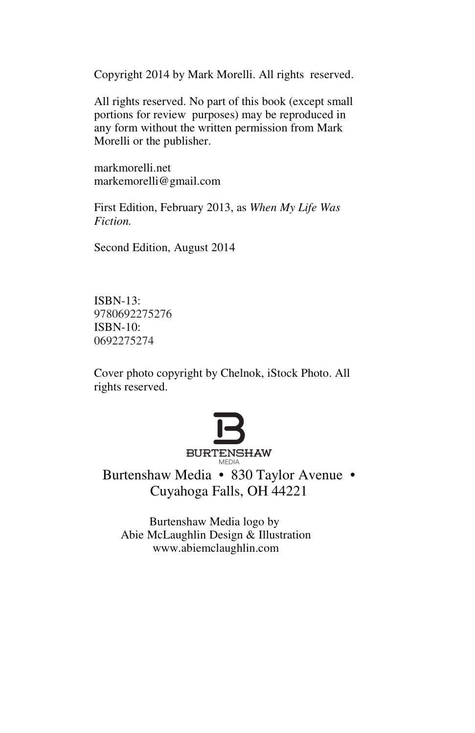Copyright 2014 by Mark Morelli. All rights reserved.

All rights reserved. No part of this book (except small portions for review purposes) may be reproduced in any form without the written permission from Mark Morelli or the publisher.

markmorelli.net
markemorelli@gmail.com

First Edition, February 2013, as *When My Life Was Fiction.*

Second Edition, August 2014

ISBN-13:
9780692275276
ISBN-10:
0692275274

Cover photo copyright by Chelnok, iStock Photo. All rights reserved.

BURTENSHAW
MEDIA

Burtenshaw Media • 830 Taylor Avenue • Cuyahoga Falls, OH 44221

Burtenshaw Media logo by
Abie McLaughlin Design & Illustration
www.abiemclaughlin.com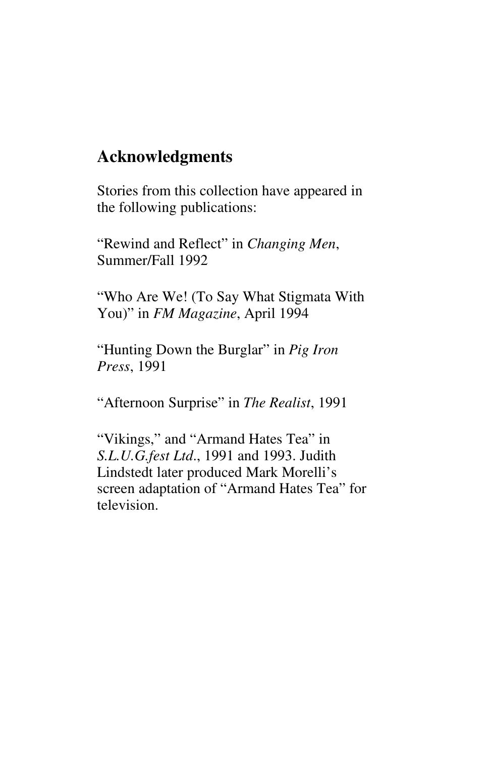## Acknowledgments

Stories from this collection have appeared in the following publications:

"Rewind and Reflect" in *Changing Men*, Summer/Fall 1992

"Who Are We! (To Say What Stigmata With You)" in *FM Magazine*, April 1994

"Hunting Down the Burglar" in *Pig Iron Press*, 1991

"Afternoon Surprise" in *The Realist*, 1991

"Vikings," and "Armand Hates Tea" in *S.L.U.G.fest Ltd.*, 1991 and 1993. Judith Lindstedt later produced Mark Morelli's screen adaptation of "Armand Hates Tea" for television.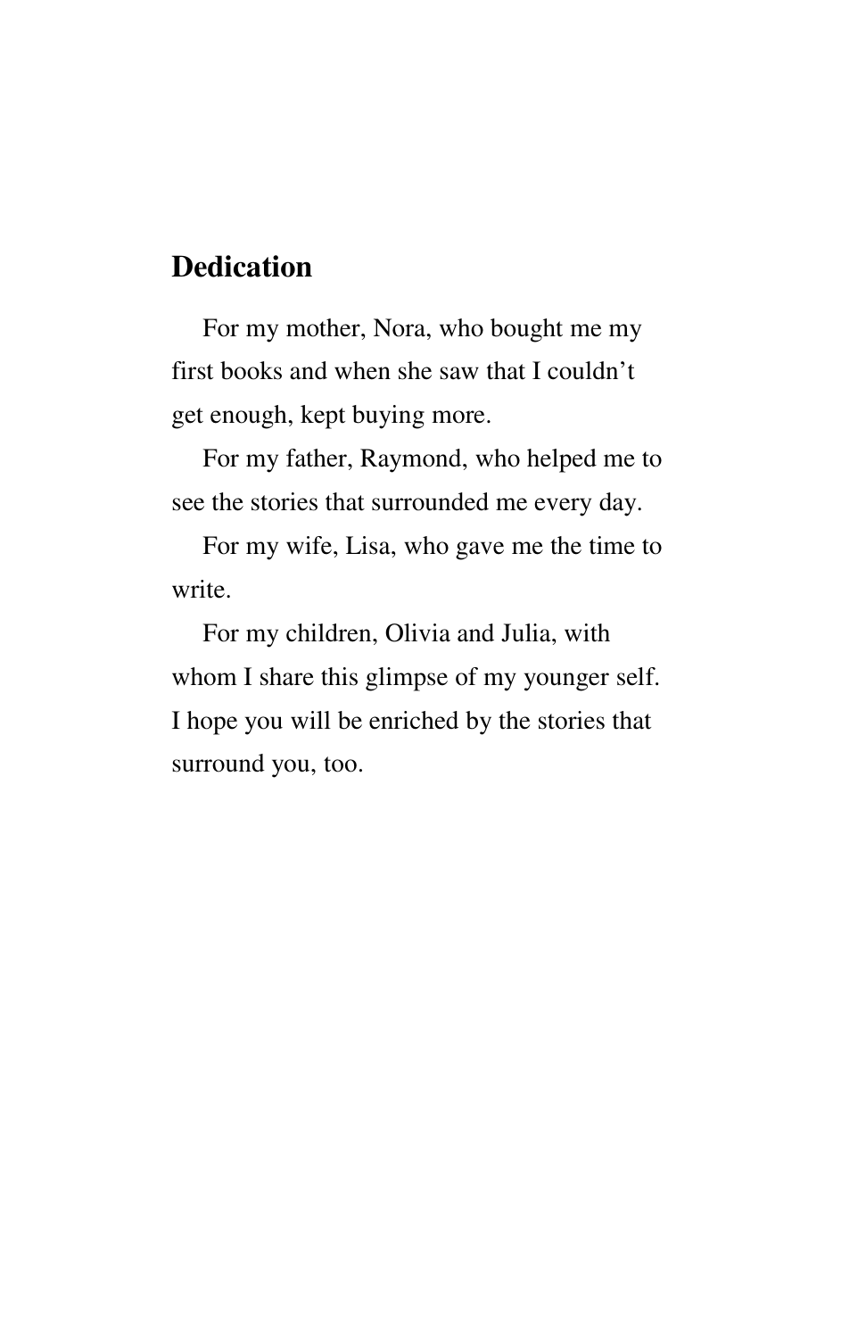## Dedication

For my mother, Nora, who bought me my first books and when she saw that I couldn't get enough, kept buying more.

For my father, Raymond, who helped me to see the stories that surrounded me every day.

For my wife, Lisa, who gave me the time to write.

For my children, Olivia and Julia, with whom I share this glimpse of my younger self. I hope you will be enriched by the stories that surround you, too.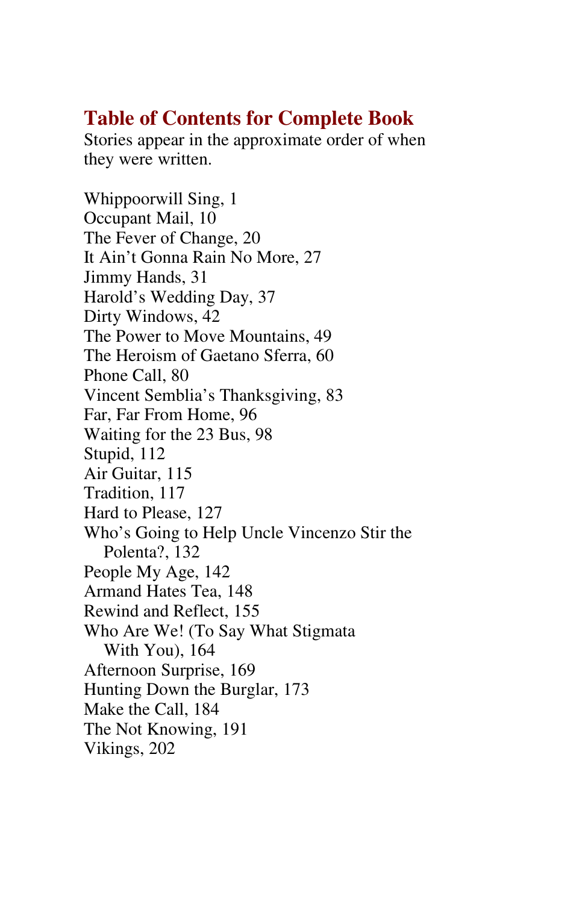## Table of Contents for Complete Book

Stories appear in the approximate order of when they were written.

Whippoorwill Sing, 1
Occupant Mail, 10
The Fever of Change, 20
It Ain't Gonna Rain No More, 27
Jimmy Hands, 31
Harold's Wedding Day, 37
Dirty Windows, 42
The Power to Move Mountains, 49
The Heroism of Gaetano Sferra, 60
Phone Call, 80
Vincent Semblia's Thanksgiving, 83
Far, Far From Home, 96
Waiting for the 23 Bus, 98
Stupid, 112
Air Guitar, 115
Tradition, 117
Hard to Please, 127
Who's Going to Help Uncle Vincenzo Stir the Polenta?, 132
People My Age, 142
Armand Hates Tea, 148
Rewind and Reflect, 155
Who Are We! (To Say What Stigmata With You), 164
Afternoon Surprise, 169
Hunting Down the Burglar, 173
Make the Call, 184
The Not Knowing, 191
Vikings, 202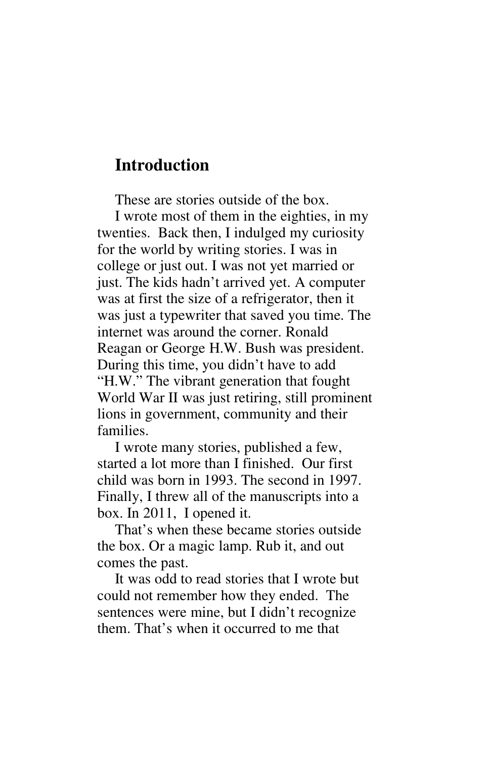# Introduction

These are stories outside of the box.

I wrote most of them in the eighties, in my twenties. Back then, I indulged my curiosity for the world by writing stories. I was in college or just out. I was not yet married or just. The kids hadn't arrived yet. A computer was at first the size of a refrigerator, then it was just a typewriter that saved you time. The internet was around the corner. Ronald Reagan or George H.W. Bush was president. During this time, you didn't have to add "H.W." The vibrant generation that fought World War II was just retiring, still prominent lions in government, community and their families.

I wrote many stories, published a few, started a lot more than I finished. Our first child was born in 1993. The second in 1997. Finally, I threw all of the manuscripts into a box. In 2011, I opened it.

That's when these became stories outside the box. Or a magic lamp. Rub it, and out comes the past.

It was odd to read stories that I wrote but could not remember how they ended. The sentences were mine, but I didn't recognize them. That's when it occurred to me that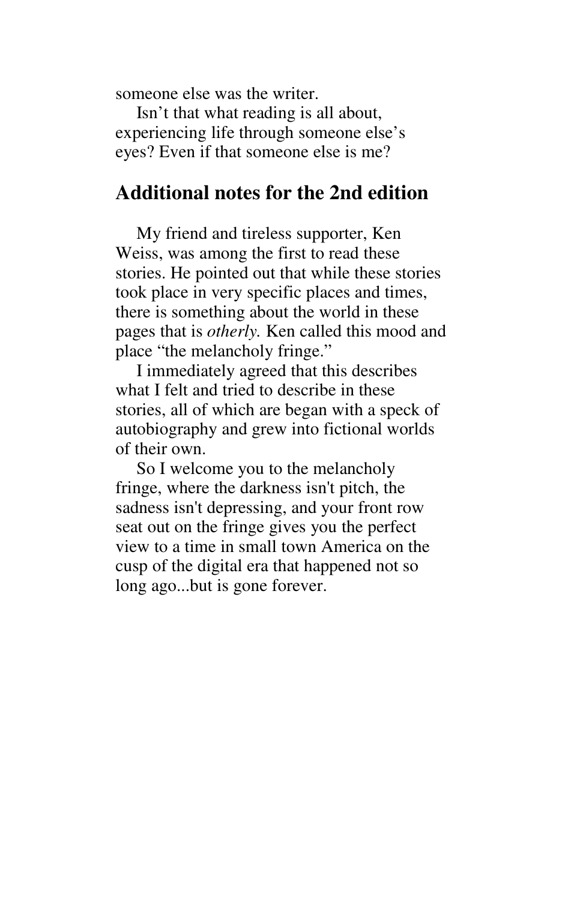someone else was the writer.

Isn't that what reading is all about, experiencing life through someone else's eyes? Even if that someone else is me?

## Additional notes for the 2nd edition

My friend and tireless supporter, Ken Weiss, was among the first to read these stories. He pointed out that while these stories took place in very specific places and times, there is something about the world in these pages that is *otherly.* Ken called this mood and place "the melancholy fringe."

I immediately agreed that this describes what I felt and tried to describe in these stories, all of which are began with a speck of autobiography and grew into fictional worlds of their own.

So I welcome you to the melancholy fringe, where the darkness isn't pitch, the sadness isn't depressing, and your front row seat out on the fringe gives you the perfect view to a time in small town America on the cusp of the digital era that happened not so long ago...but is gone forever.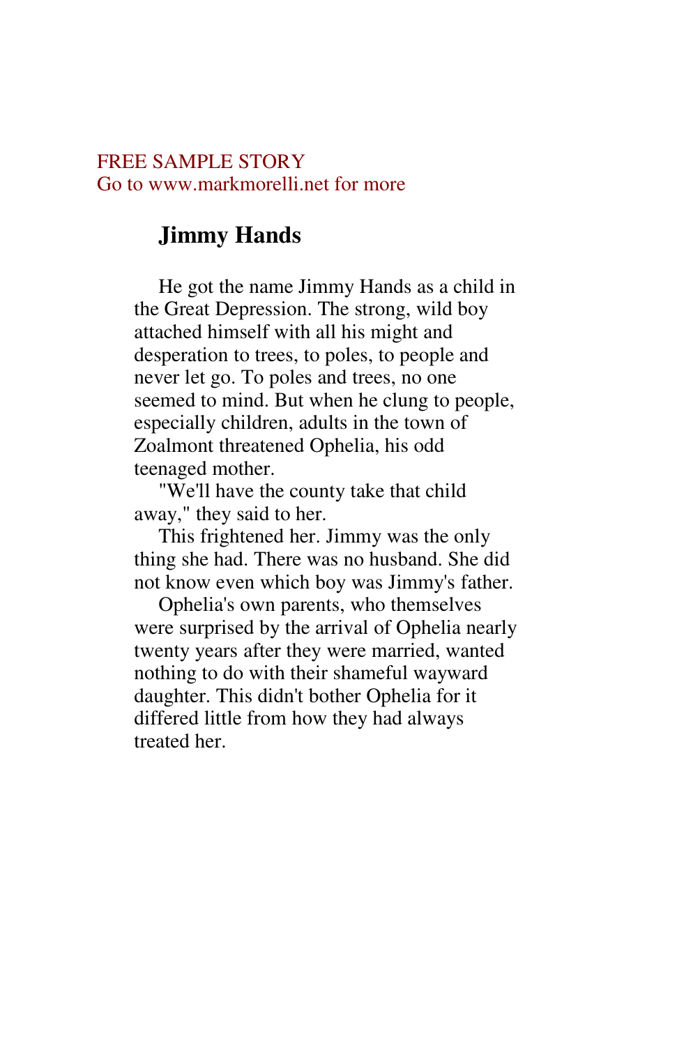FREE SAMPLE STORY
Go to www.markmorelli.net for more

## Jimmy Hands

He got the name Jimmy Hands as a child in the Great Depression. The strong, wild boy attached himself with all his might and desperation to trees, to poles, to people and never let go. To poles and trees, no one seemed to mind. But when he clung to people, especially children, adults in the town of Zoalmont threatened Ophelia, his odd teenaged mother.

"We'll have the county take that child away," they said to her.

This frightened her. Jimmy was the only thing she had. There was no husband. She did not know even which boy was Jimmy's father.

Ophelia's own parents, who themselves were surprised by the arrival of Ophelia nearly twenty years after they were married, wanted nothing to do with their shameful wayward daughter. This didn't bother Ophelia for it differed little from how they had always treated her.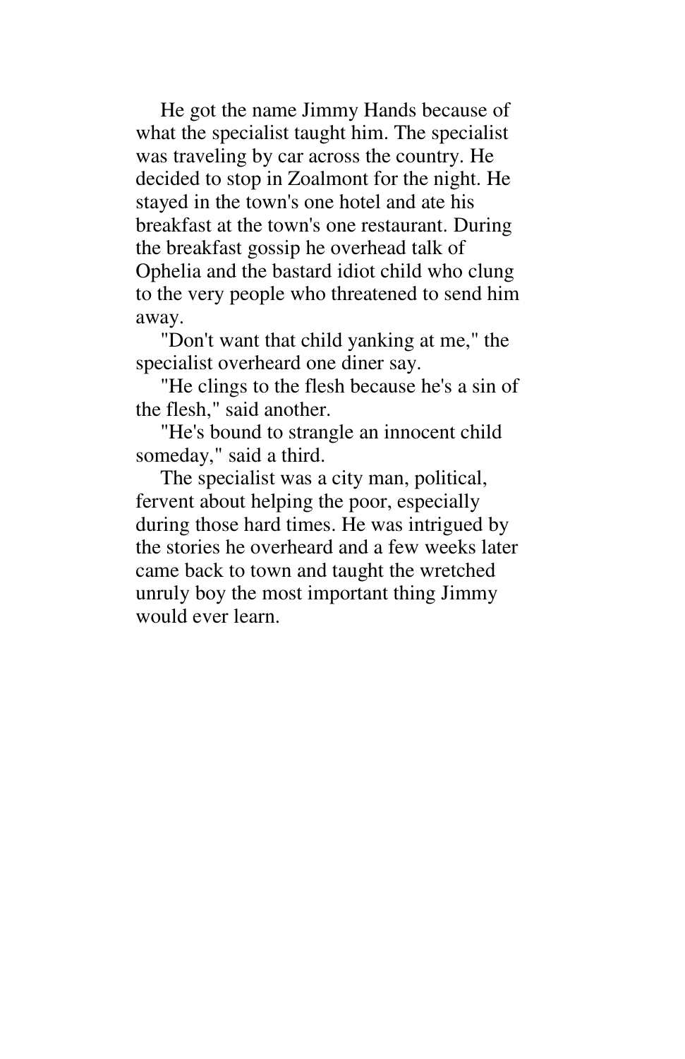He got the name Jimmy Hands because of what the specialist taught him. The specialist was traveling by car across the country. He decided to stop in Zoalmont for the night. He stayed in the town's one hotel and ate his breakfast at the town's one restaurant. During the breakfast gossip he overhead talk of Ophelia and the bastard idiot child who clung to the very people who threatened to send him away.

"Don't want that child yanking at me," the specialist overheard one diner say.

"He clings to the flesh because he's a sin of the flesh," said another.

"He's bound to strangle an innocent child someday," said a third.

The specialist was a city man, political, fervent about helping the poor, especially during those hard times. He was intrigued by the stories he overheard and a few weeks later came back to town and taught the wretched unruly boy the most important thing Jimmy would ever learn.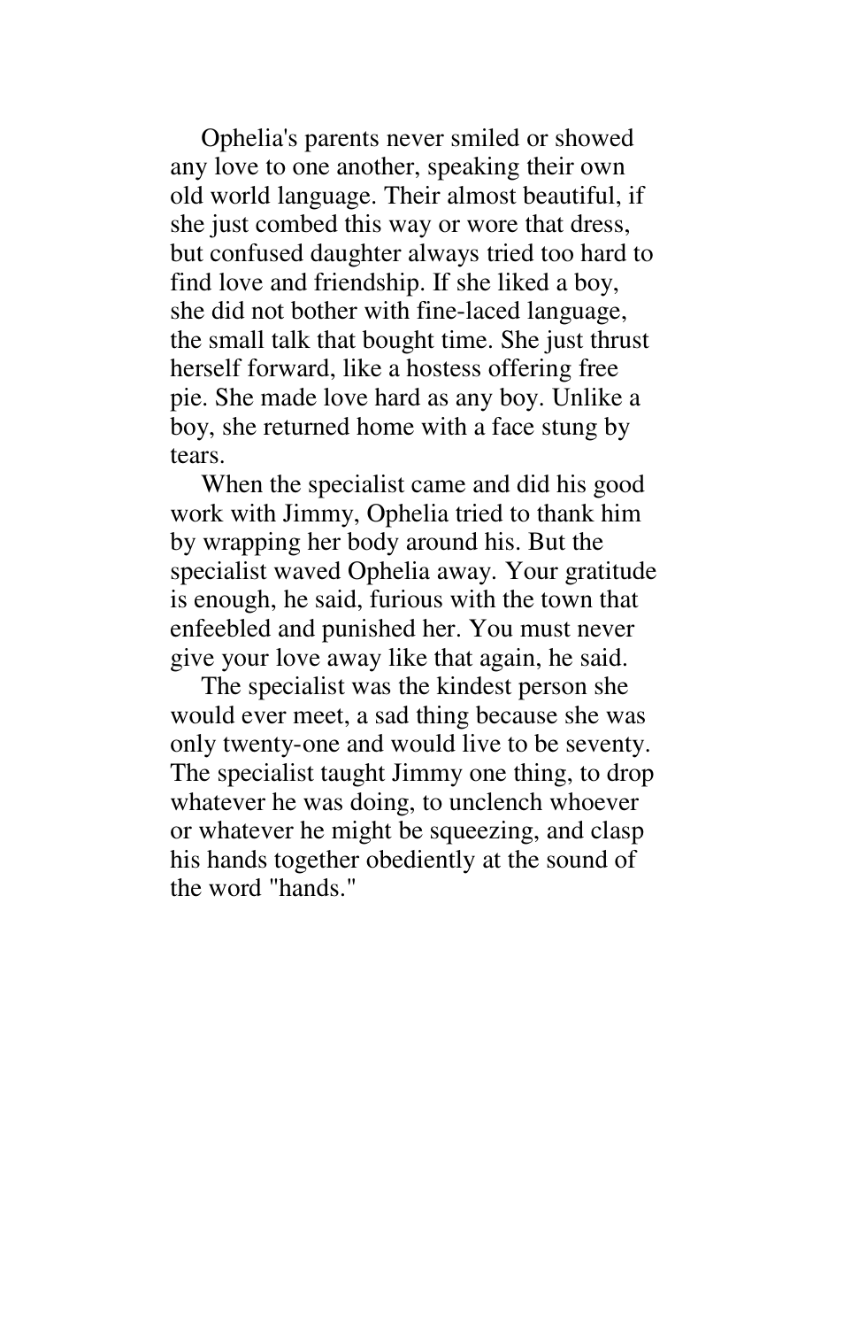Ophelia's parents never smiled or showed any love to one another, speaking their own old world language. Their almost beautiful, if she just combed this way or wore that dress, but confused daughter always tried too hard to find love and friendship. If she liked a boy, she did not bother with fine-laced language, the small talk that bought time. She just thrust herself forward, like a hostess offering free pie. She made love hard as any boy. Unlike a boy, she returned home with a face stung by tears.

When the specialist came and did his good work with Jimmy, Ophelia tried to thank him by wrapping her body around his. But the specialist waved Ophelia away. Your gratitude is enough, he said, furious with the town that enfeebled and punished her. You must never give your love away like that again, he said.

The specialist was the kindest person she would ever meet, a sad thing because she was only twenty-one and would live to be seventy. The specialist taught Jimmy one thing, to drop whatever he was doing, to unclench whoever or whatever he might be squeezing, and clasp his hands together obediently at the sound of the word "hands."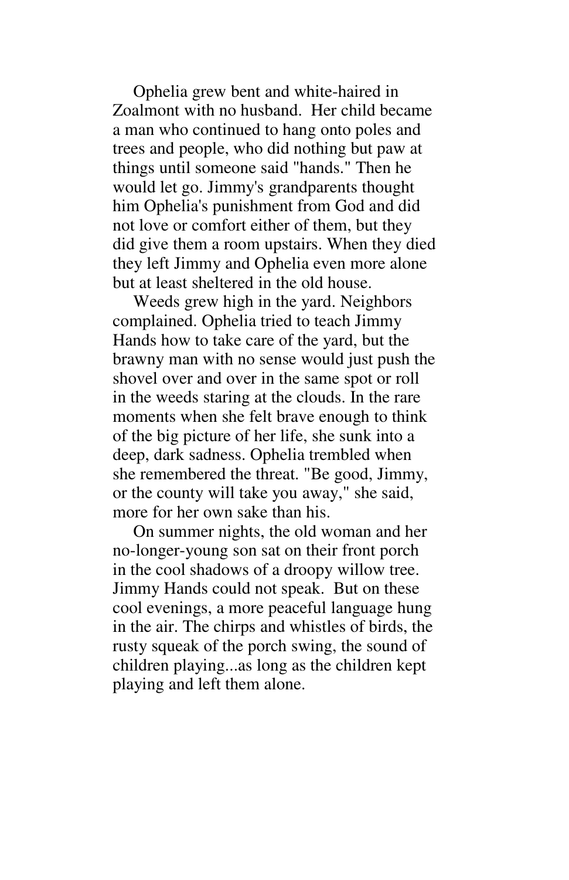Ophelia grew bent and white-haired in Zoalmont with no husband.  Her child became a man who continued to hang onto poles and trees and people, who did nothing but paw at things until someone said "hands." Then he would let go. Jimmy's grandparents thought him Ophelia's punishment from God and did not love or comfort either of them, but they did give them a room upstairs. When they died they left Jimmy and Ophelia even more alone but at least sheltered in the old house.

Weeds grew high in the yard. Neighbors complained. Ophelia tried to teach Jimmy Hands how to take care of the yard, but the brawny man with no sense would just push the shovel over and over in the same spot or roll in the weeds staring at the clouds. In the rare moments when she felt brave enough to think of the big picture of her life, she sunk into a deep, dark sadness. Ophelia trembled when she remembered the threat. "Be good, Jimmy, or the county will take you away," she said, more for her own sake than his.

On summer nights, the old woman and her no-longer-young son sat on their front porch in the cool shadows of a droopy willow tree. Jimmy Hands could not speak.  But on these cool evenings, a more peaceful language hung in the air. The chirps and whistles of birds, the rusty squeak of the porch swing, the sound of children playing...as long as the children kept playing and left them alone.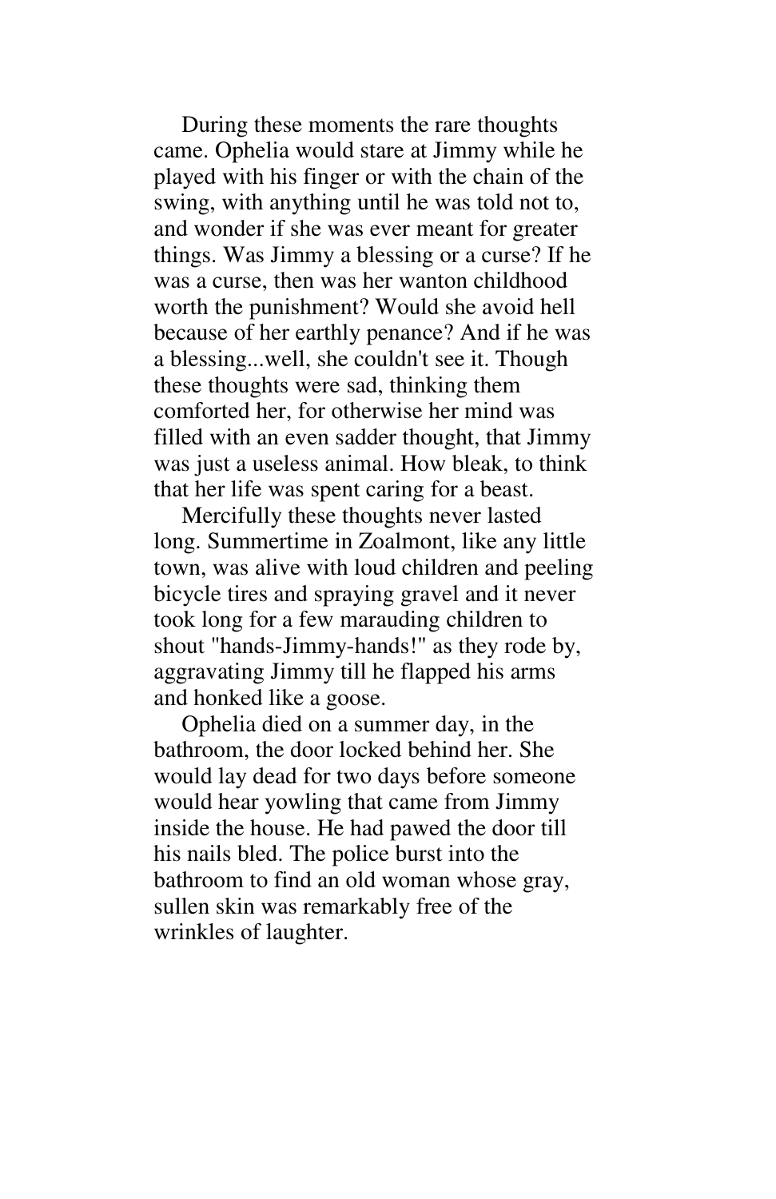During these moments the rare thoughts came. Ophelia would stare at Jimmy while he played with his finger or with the chain of the swing, with anything until he was told not to, and wonder if she was ever meant for greater things. Was Jimmy a blessing or a curse? If he was a curse, then was her wanton childhood worth the punishment? Would she avoid hell because of her earthly penance? And if he was a blessing...well, she couldn't see it. Though these thoughts were sad, thinking them comforted her, for otherwise her mind was filled with an even sadder thought, that Jimmy was just a useless animal. How bleak, to think that her life was spent caring for a beast.

Mercifully these thoughts never lasted long. Summertime in Zoalmont, like any little town, was alive with loud children and peeling bicycle tires and spraying gravel and it never took long for a few marauding children to shout "hands-Jimmy-hands!" as they rode by, aggravating Jimmy till he flapped his arms and honked like a goose.

Ophelia died on a summer day, in the bathroom, the door locked behind her. She would lay dead for two days before someone would hear yowling that came from Jimmy inside the house. He had pawed the door till his nails bled. The police burst into the bathroom to find an old woman whose gray, sullen skin was remarkably free of the wrinkles of laughter.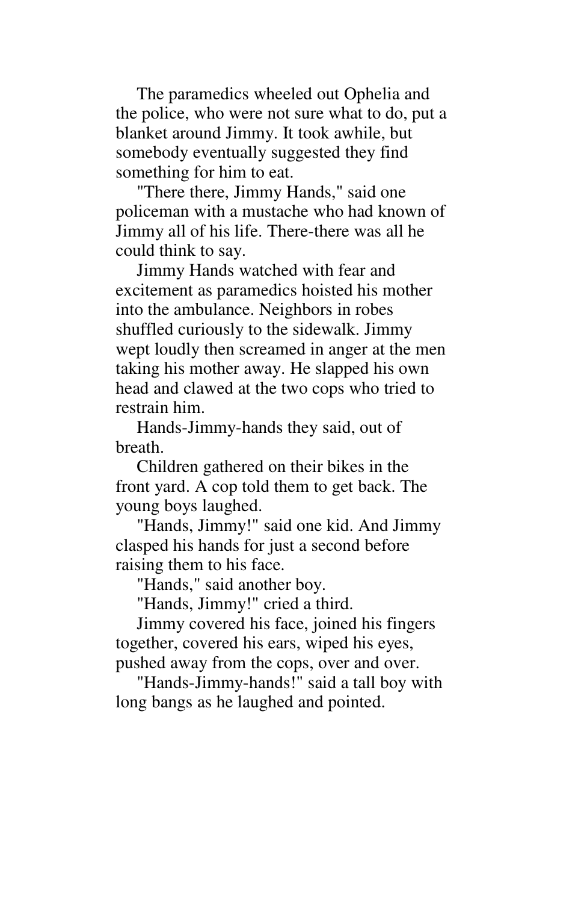The paramedics wheeled out Ophelia and the police, who were not sure what to do, put a blanket around Jimmy. It took awhile, but somebody eventually suggested they find something for him to eat.

"There there, Jimmy Hands," said one policeman with a mustache who had known of Jimmy all of his life. There-there was all he could think to say.

Jimmy Hands watched with fear and excitement as paramedics hoisted his mother into the ambulance. Neighbors in robes shuffled curiously to the sidewalk. Jimmy wept loudly then screamed in anger at the men taking his mother away. He slapped his own head and clawed at the two cops who tried to restrain him.

Hands-Jimmy-hands they said, out of breath.

Children gathered on their bikes in the front yard. A cop told them to get back. The young boys laughed.

"Hands, Jimmy!" said one kid. And Jimmy clasped his hands for just a second before raising them to his face.

"Hands," said another boy.

"Hands, Jimmy!" cried a third.

Jimmy covered his face, joined his fingers together, covered his ears, wiped his eyes, pushed away from the cops, over and over.

"Hands-Jimmy-hands!" said a tall boy with long bangs as he laughed and pointed.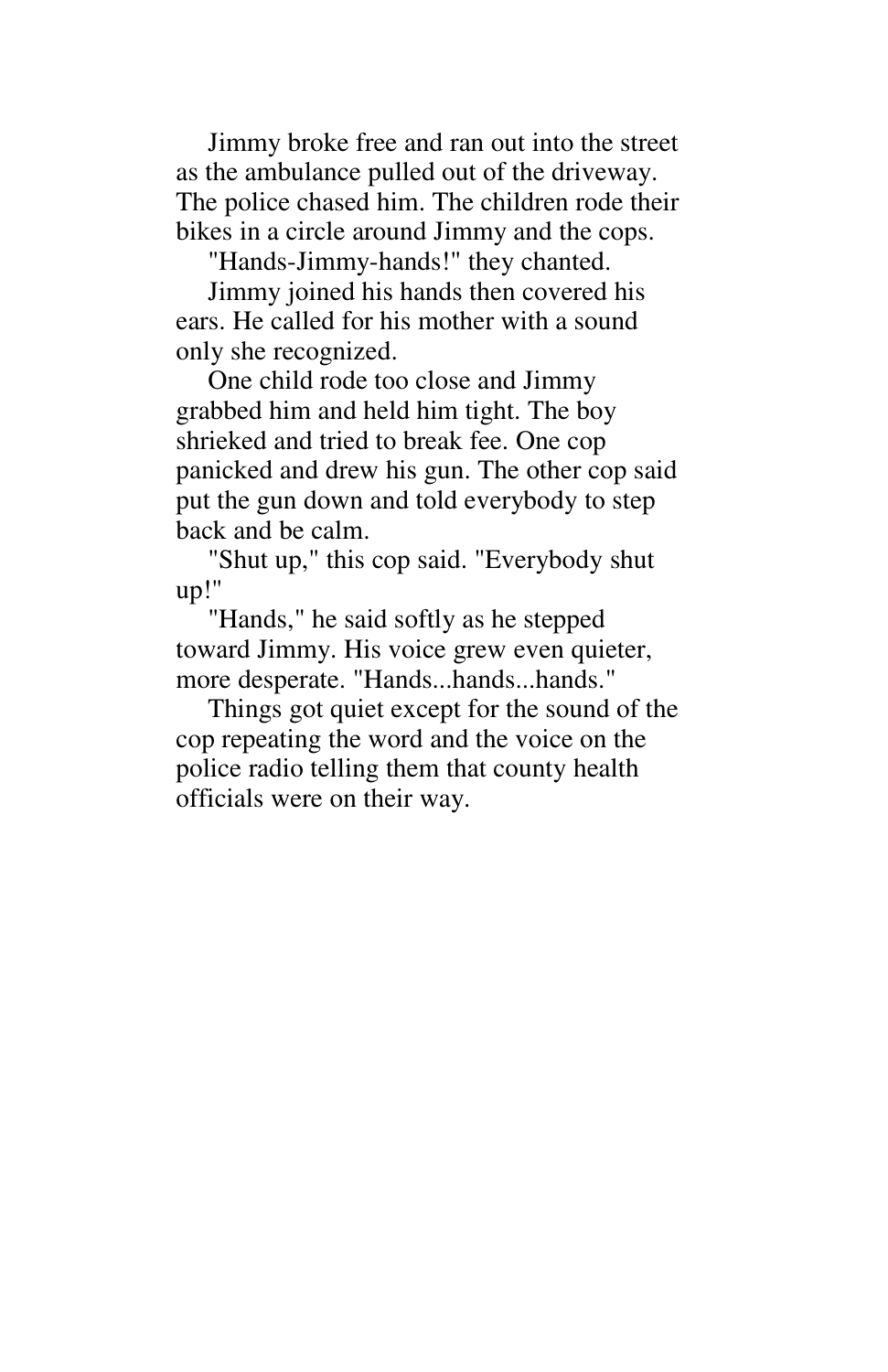Jimmy broke free and ran out into the street as the ambulance pulled out of the driveway. The police chased him. The children rode their bikes in a circle around Jimmy and the cops.

"Hands-Jimmy-hands!" they chanted.

Jimmy joined his hands then covered his ears. He called for his mother with a sound only she recognized.

One child rode too close and Jimmy grabbed him and held him tight. The boy shrieked and tried to break fee. One cop panicked and drew his gun. The other cop said put the gun down and told everybody to step back and be calm.

"Shut up," this cop said. "Everybody shut up!"

"Hands," he said softly as he stepped toward Jimmy. His voice grew even quieter, more desperate. "Hands...hands...hands."

Things got quiet except for the sound of the cop repeating the word and the voice on the police radio telling them that county health officials were on their way.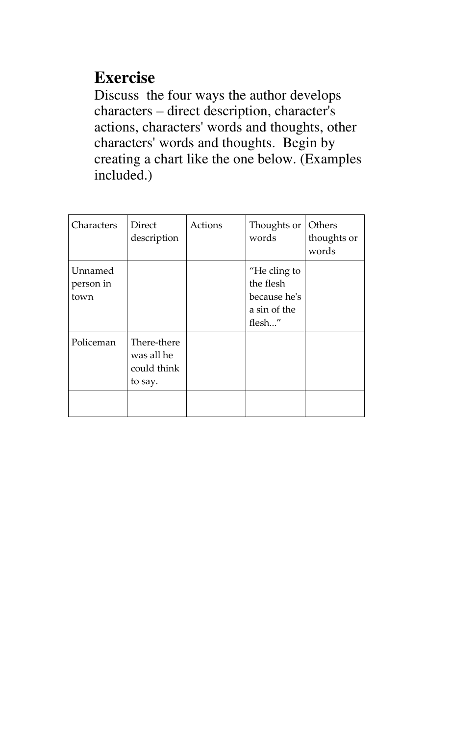# Exercise

Discuss the four ways the author develops characters – direct description, character's actions, characters' words and thoughts, other characters' words and thoughts. Begin by creating a chart like the one below. (Examples included.)

| Characters | Direct description | Actions | Thoughts or words | Others thoughts or words |
| --- | --- | --- | --- | --- |
| Unnamed person in town | | | "He cling to the flesh because he's a sin of the flesh..." | |
| Policeman | There-there was all he could think to say. | | | |
| | | | | |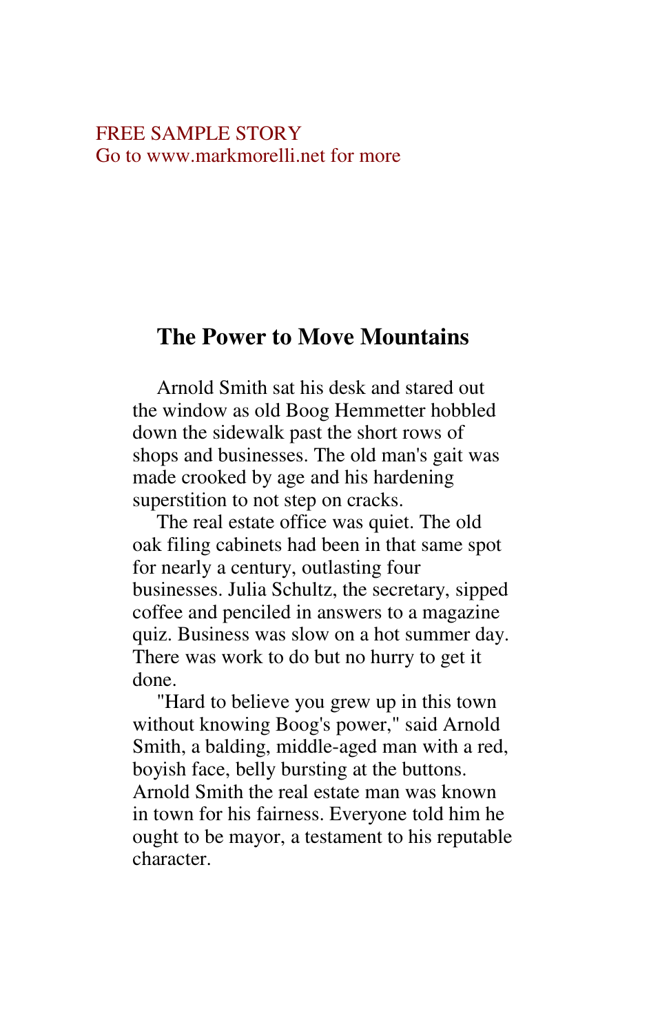FREE SAMPLE STORY
Go to www.markmorelli.net for more

## The Power to Move Mountains

Arnold Smith sat his desk and stared out the window as old Boog Hemmetter hobbled down the sidewalk past the short rows of shops and businesses. The old man's gait was made crooked by age and his hardening superstition to not step on cracks.

The real estate office was quiet. The old oak filing cabinets had been in that same spot for nearly a century, outlasting four businesses. Julia Schultz, the secretary, sipped coffee and penciled in answers to a magazine quiz. Business was slow on a hot summer day. There was work to do but no hurry to get it done.

"Hard to believe you grew up in this town without knowing Boog's power," said Arnold Smith, a balding, middle-aged man with a red, boyish face, belly bursting at the buttons. Arnold Smith the real estate man was known in town for his fairness. Everyone told him he ought to be mayor, a testament to his reputable character.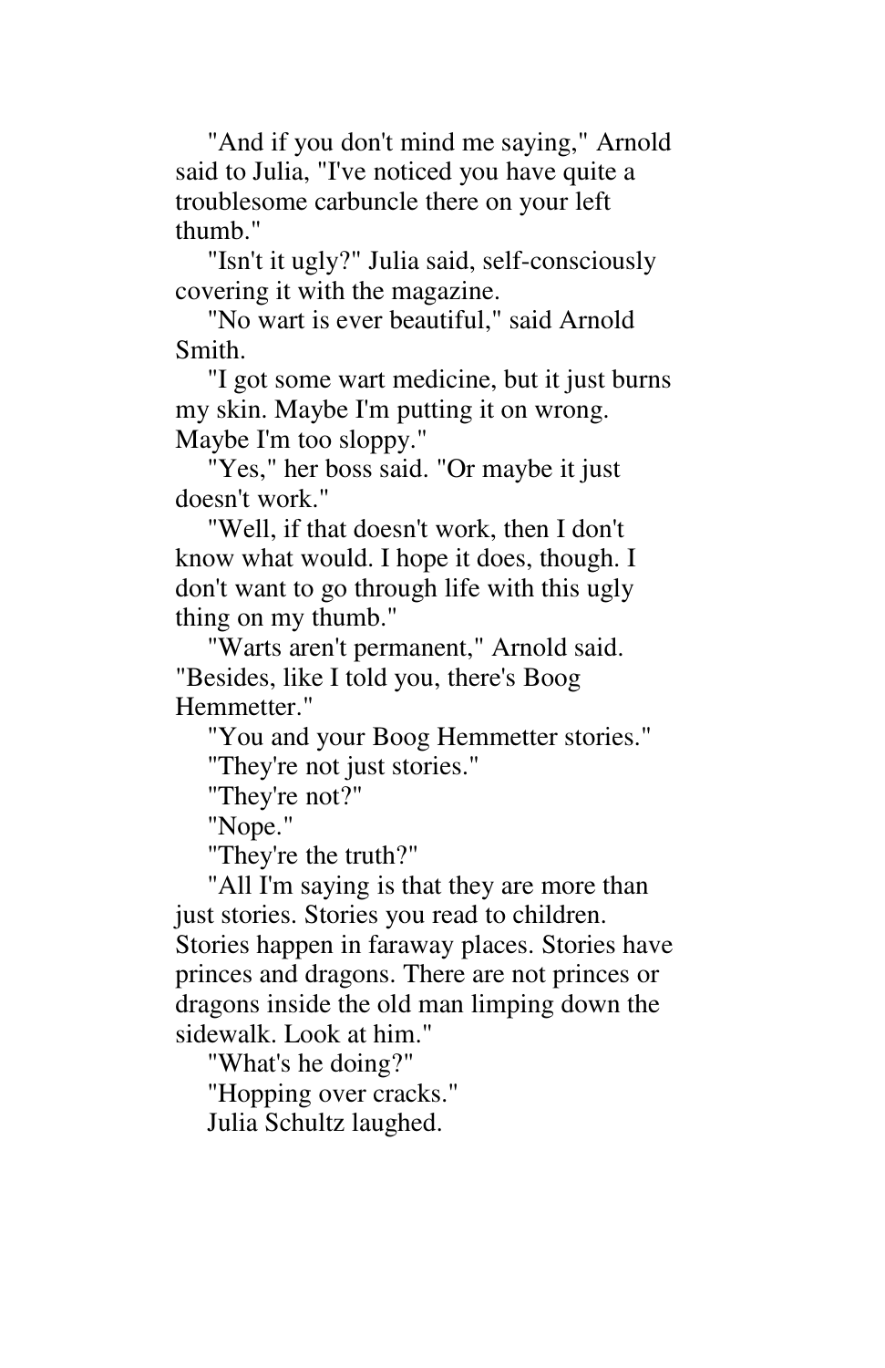"And if you don't mind me saying," Arnold said to Julia, "I've noticed you have quite a troublesome carbuncle there on your left thumb."

"Isn't it ugly?" Julia said, self-consciously covering it with the magazine.

"No wart is ever beautiful," said Arnold Smith.

"I got some wart medicine, but it just burns my skin. Maybe I'm putting it on wrong. Maybe I'm too sloppy."

"Yes," her boss said. "Or maybe it just doesn't work."

"Well, if that doesn't work, then I don't know what would. I hope it does, though. I don't want to go through life with this ugly thing on my thumb."

"Warts aren't permanent," Arnold said. "Besides, like I told you, there's Boog Hemmetter."

"You and your Boog Hemmetter stories."

"They're not just stories."

"They're not?"

"Nope."

"They're the truth?"

"All I'm saying is that they are more than just stories. Stories you read to children. Stories happen in faraway places. Stories have princes and dragons. There are not princes or dragons inside the old man limping down the sidewalk. Look at him."

"What's he doing?"

"Hopping over cracks."

Julia Schultz laughed.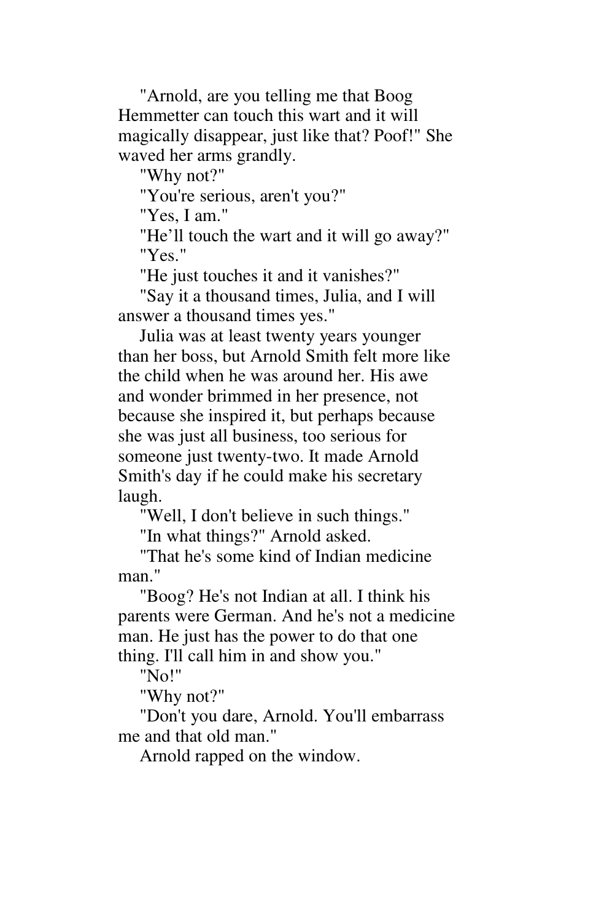"Arnold, are you telling me that Boog Hemmetter can touch this wart and it will magically disappear, just like that? Poof!" She waved her arms grandly.

"Why not?"

"You're serious, aren't you?"

"Yes, I am."

"He'll touch the wart and it will go away?"

"Yes."

"He just touches it and it vanishes?"

"Say it a thousand times, Julia, and I will answer a thousand times yes."

Julia was at least twenty years younger than her boss, but Arnold Smith felt more like the child when he was around her. His awe and wonder brimmed in her presence, not because she inspired it, but perhaps because she was just all business, too serious for someone just twenty-two. It made Arnold Smith's day if he could make his secretary laugh.

"Well, I don't believe in such things."

"In what things?" Arnold asked.

"That he's some kind of Indian medicine man."

"Boog? He's not Indian at all. I think his parents were German. And he's not a medicine man. He just has the power to do that one thing. I'll call him in and show you."

"No!"

"Why not?"

"Don't you dare, Arnold. You'll embarrass me and that old man."

Arnold rapped on the window.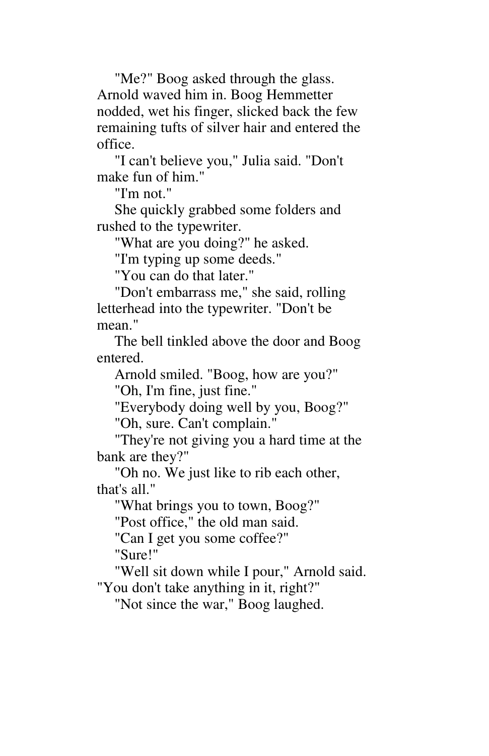"Me?" Boog asked through the glass. Arnold waved him in. Boog Hemmetter nodded, wet his finger, slicked back the few remaining tufts of silver hair and entered the office.

"I can't believe you," Julia said. "Don't make fun of him."

"I'm not."

She quickly grabbed some folders and rushed to the typewriter.

"What are you doing?" he asked.

"I'm typing up some deeds."

"You can do that later."

"Don't embarrass me," she said, rolling letterhead into the typewriter. "Don't be mean."

The bell tinkled above the door and Boog entered.

Arnold smiled. "Boog, how are you?"

"Oh, I'm fine, just fine."

"Everybody doing well by you, Boog?"

"Oh, sure. Can't complain."

"They're not giving you a hard time at the bank are they?"

"Oh no. We just like to rib each other, that's all."

"What brings you to town, Boog?"

"Post office," the old man said.

"Can I get you some coffee?"

"Sure!"

"Well sit down while I pour," Arnold said. "You don't take anything in it, right?"

"Not since the war," Boog laughed.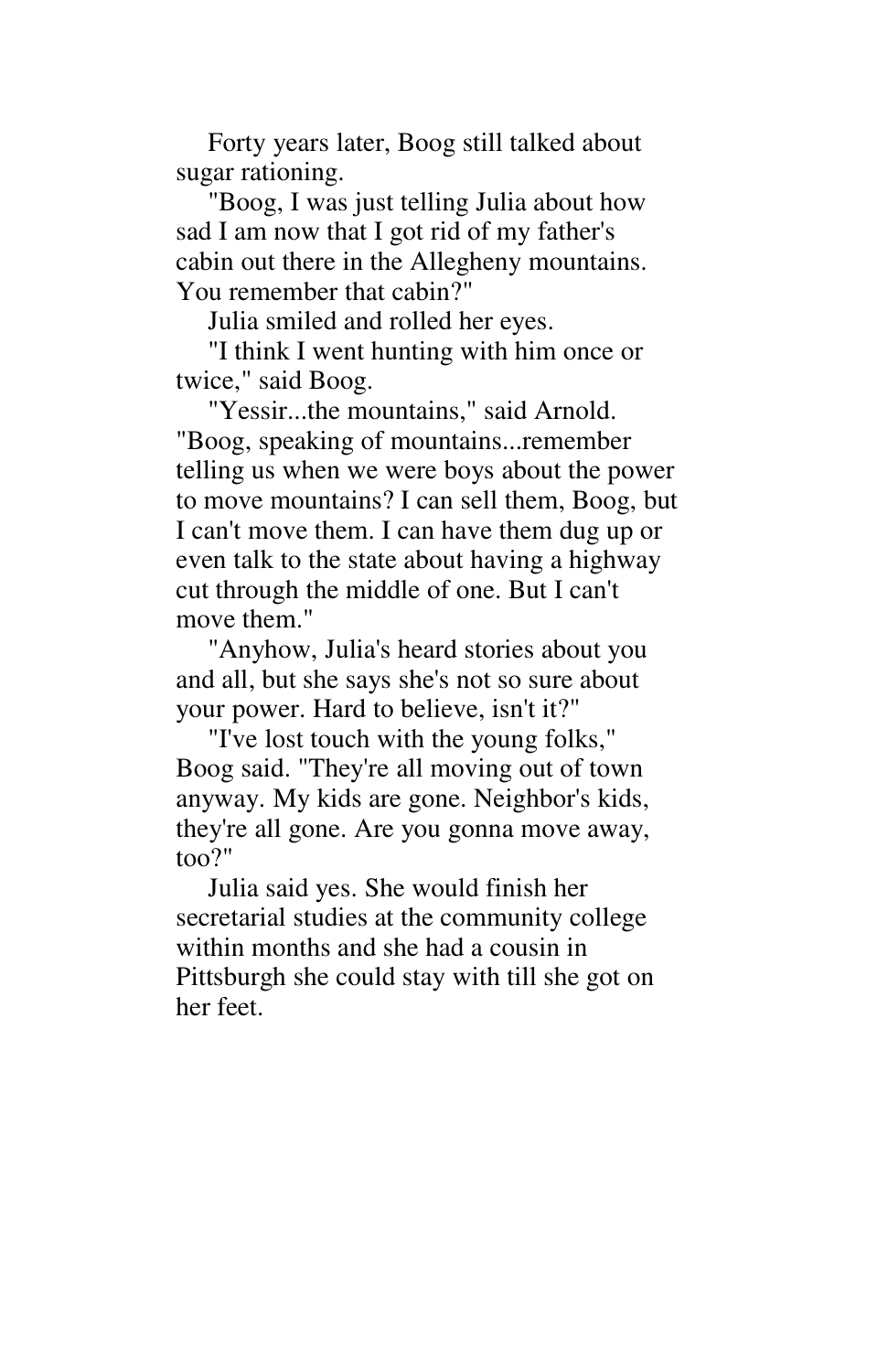Forty years later, Boog still talked about sugar rationing.

"Boog, I was just telling Julia about how sad I am now that I got rid of my father's cabin out there in the Allegheny mountains. You remember that cabin?"

Julia smiled and rolled her eyes.

"I think I went hunting with him once or twice," said Boog.

"Yessir...the mountains," said Arnold. "Boog, speaking of mountains...remember telling us when we were boys about the power to move mountains? I can sell them, Boog, but I can't move them. I can have them dug up or even talk to the state about having a highway cut through the middle of one. But I can't move them."

"Anyhow, Julia's heard stories about you and all, but she says she's not so sure about your power. Hard to believe, isn't it?"

"I've lost touch with the young folks," Boog said. "They're all moving out of town anyway. My kids are gone. Neighbor's kids, they're all gone. Are you gonna move away, too?"

Julia said yes. She would finish her secretarial studies at the community college within months and she had a cousin in Pittsburgh she could stay with till she got on her feet.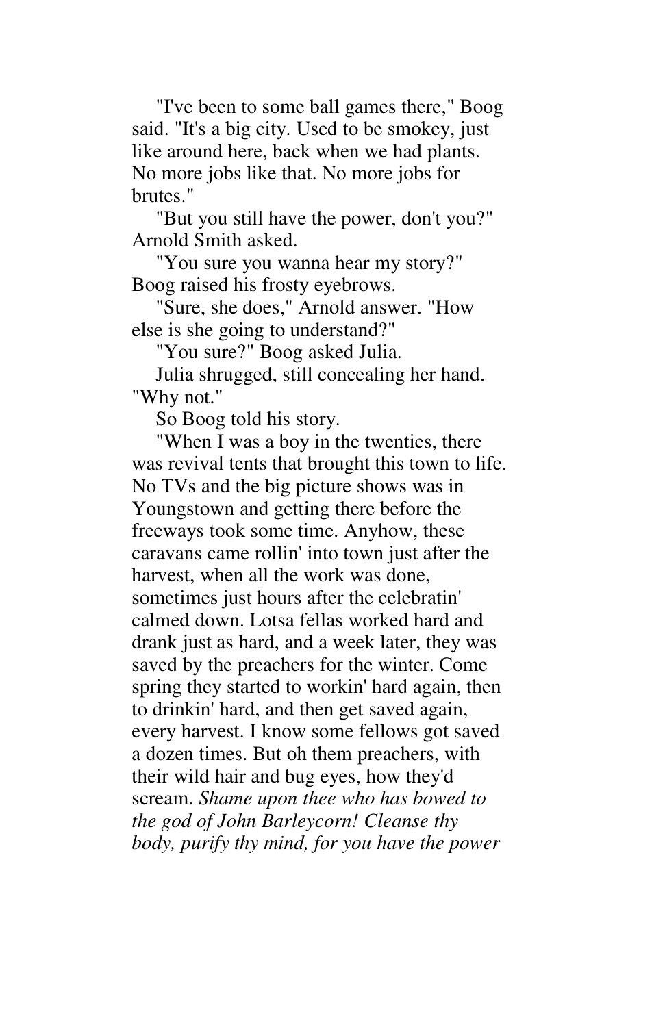"I've been to some ball games there," Boog said. "It's a big city. Used to be smokey, just like around here, back when we had plants. No more jobs like that. No more jobs for brutes."

"But you still have the power, don't you?" Arnold Smith asked.

"You sure you wanna hear my story?" Boog raised his frosty eyebrows.

"Sure, she does," Arnold answer. "How else is she going to understand?"

"You sure?" Boog asked Julia.

Julia shrugged, still concealing her hand. "Why not."

So Boog told his story.

"When I was a boy in the twenties, there was revival tents that brought this town to life. No TVs and the big picture shows was in Youngstown and getting there before the freeways took some time. Anyhow, these caravans came rollin' into town just after the harvest, when all the work was done, sometimes just hours after the celebratin' calmed down. Lotsa fellas worked hard and drank just as hard, and a week later, they was saved by the preachers for the winter. Come spring they started to workin' hard again, then to drinkin' hard, and then get saved again, every harvest. I know some fellows got saved a dozen times. But oh them preachers, with their wild hair and bug eyes, how they'd scream. *Shame upon thee who has bowed to the god of John Barleycorn! Cleanse thy body, purify thy mind, for you have the power*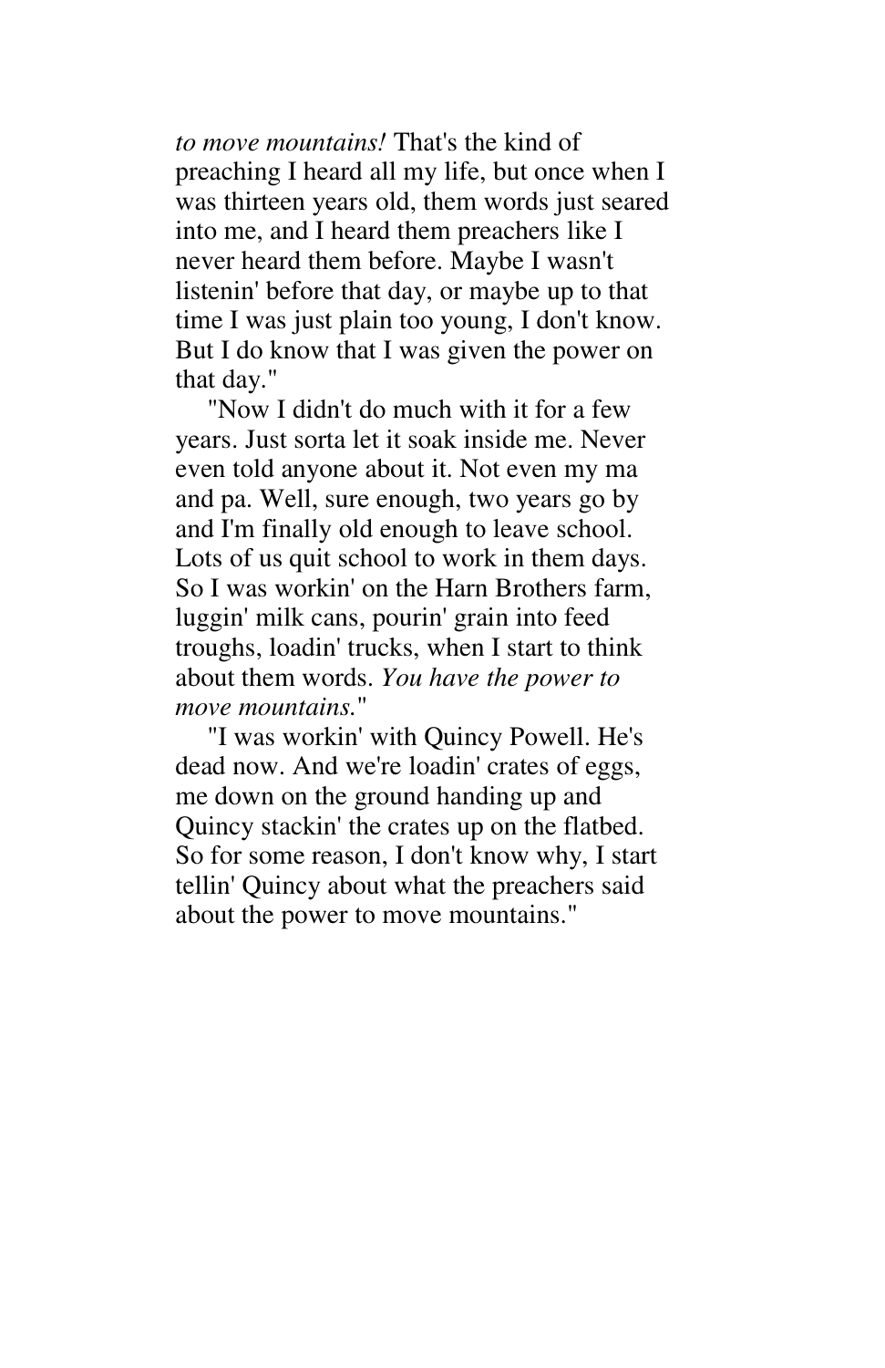*to move mountains!* That's the kind of preaching I heard all my life, but once when I was thirteen years old, them words just seared into me, and I heard them preachers like I never heard them before. Maybe I wasn't listenin' before that day, or maybe up to that time I was just plain too young, I don't know. But I do know that I was given the power on that day."

"Now I didn't do much with it for a few years. Just sorta let it soak inside me. Never even told anyone about it. Not even my ma and pa. Well, sure enough, two years go by and I'm finally old enough to leave school. Lots of us quit school to work in them days. So I was workin' on the Harn Brothers farm, luggin' milk cans, pourin' grain into feed troughs, loadin' trucks, when I start to think about them words. *You have the power to move mountains.*"

"I was workin' with Quincy Powell. He's dead now. And we're loadin' crates of eggs, me down on the ground handing up and Quincy stackin' the crates up on the flatbed. So for some reason, I don't know why, I start tellin' Quincy about what the preachers said about the power to move mountains."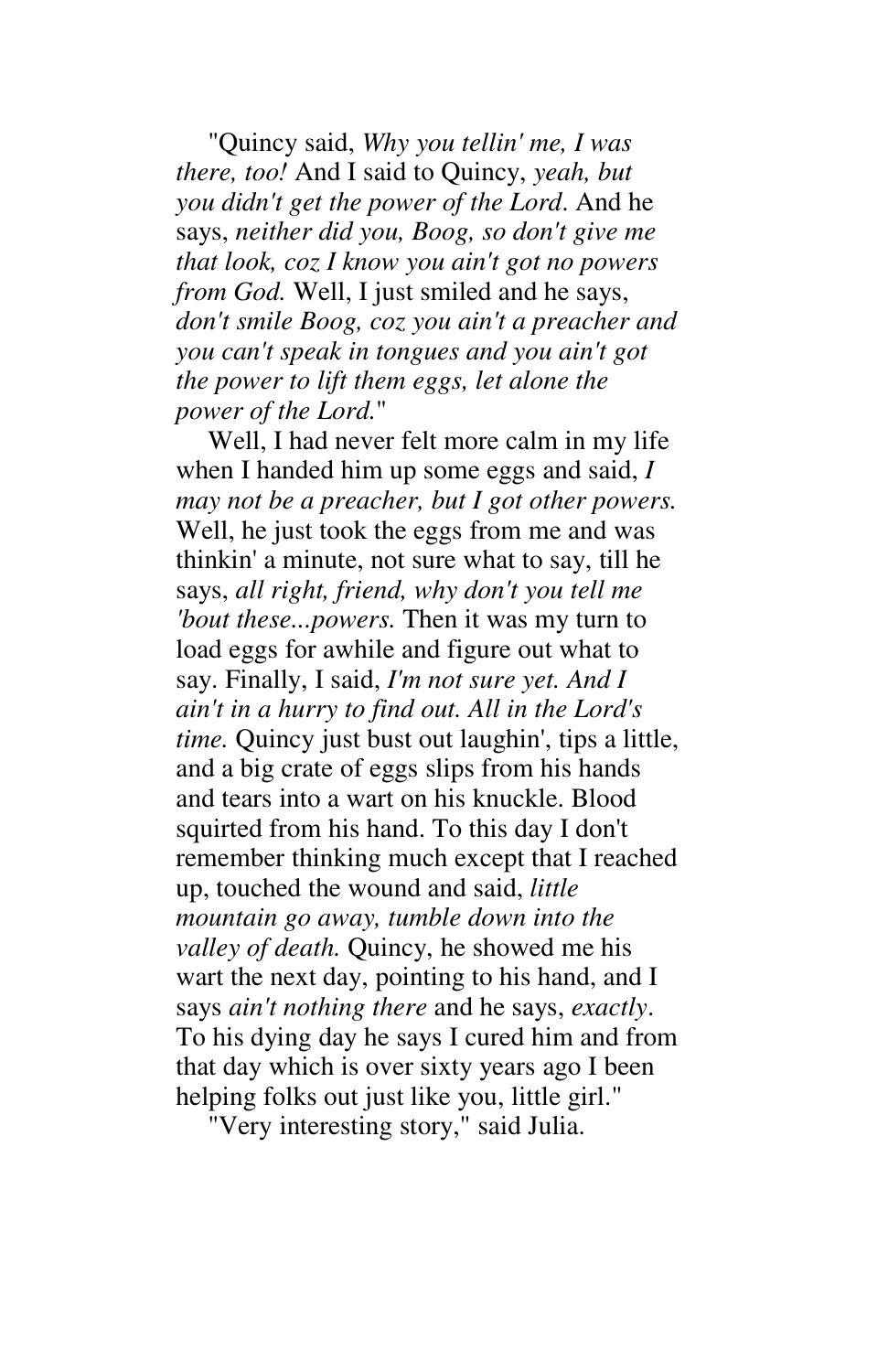"Quincy said, *Why you tellin' me, I was there, too!* And I said to Quincy, *yeah, but you didn't get the power of the Lord*. And he says, *neither did you, Boog, so don't give me that look, coz I know you ain't got no powers from God.* Well, I just smiled and he says, *don't smile Boog, coz you ain't a preacher and you can't speak in tongues and you ain't got the power to lift them eggs, let alone the power of the Lord.*"

Well, I had never felt more calm in my life when I handed him up some eggs and said, *I may not be a preacher, but I got other powers.* Well, he just took the eggs from me and was thinkin' a minute, not sure what to say, till he says, *all right, friend, why don't you tell me 'bout these...powers.* Then it was my turn to load eggs for awhile and figure out what to say. Finally, I said, *I'm not sure yet. And I ain't in a hurry to find out. All in the Lord's time.* Quincy just bust out laughin', tips a little, and a big crate of eggs slips from his hands and tears into a wart on his knuckle. Blood squirted from his hand. To this day I don't remember thinking much except that I reached up, touched the wound and said, *little mountain go away, tumble down into the valley of death.* Quincy, he showed me his wart the next day, pointing to his hand, and I says *ain't nothing there* and he says, *exactly*. To his dying day he says I cured him and from that day which is over sixty years ago I been helping folks out just like you, little girl."

"Very interesting story," said Julia.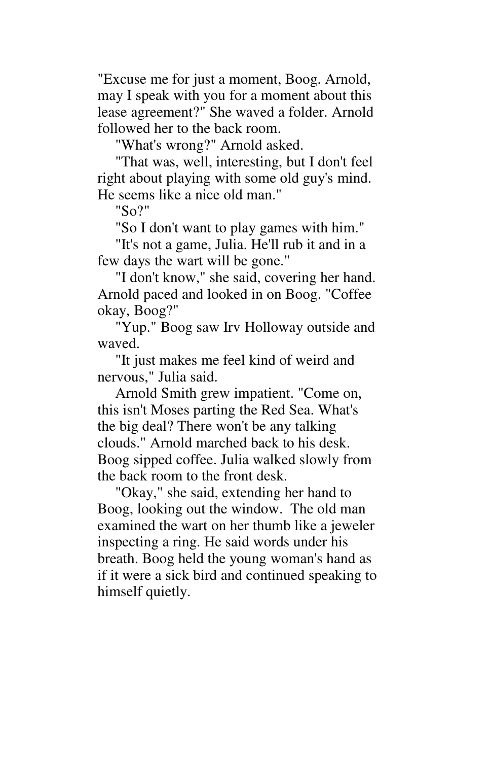"Excuse me for just a moment, Boog. Arnold, may I speak with you for a moment about this lease agreement?" She waved a folder. Arnold followed her to the back room.

"What's wrong?" Arnold asked.

"That was, well, interesting, but I don't feel right about playing with some old guy's mind. He seems like a nice old man."

"So?"

"So I don't want to play games with him."

"It's not a game, Julia. He'll rub it and in a few days the wart will be gone."

"I don't know," she said, covering her hand. Arnold paced and looked in on Boog. "Coffee okay, Boog?"

"Yup." Boog saw Irv Holloway outside and waved.

"It just makes me feel kind of weird and nervous," Julia said.

Arnold Smith grew impatient. "Come on, this isn't Moses parting the Red Sea. What's the big deal? There won't be any talking clouds." Arnold marched back to his desk. Boog sipped coffee. Julia walked slowly from the back room to the front desk.

"Okay," she said, extending her hand to Boog, looking out the window. The old man examined the wart on her thumb like a jeweler inspecting a ring. He said words under his breath. Boog held the young woman's hand as if it were a sick bird and continued speaking to himself quietly.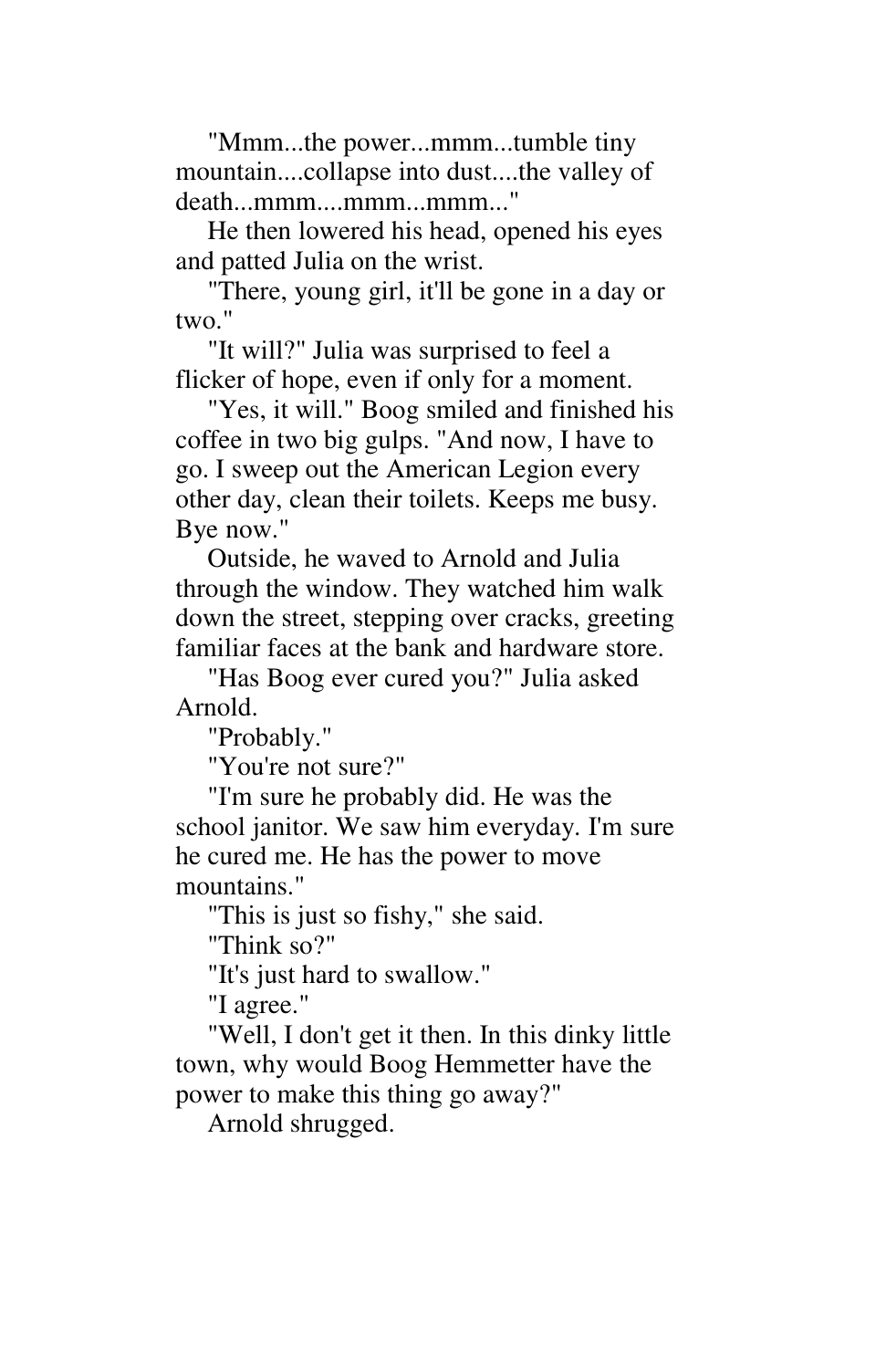"Mmm...the power...mmm...tumble tiny mountain....collapse into dust....the valley of death...mmm....mmm...mmm..."

He then lowered his head, opened his eyes and patted Julia on the wrist.

"There, young girl, it'll be gone in a day or two."

"It will?" Julia was surprised to feel a flicker of hope, even if only for a moment.

"Yes, it will." Boog smiled and finished his coffee in two big gulps. "And now, I have to go. I sweep out the American Legion every other day, clean their toilets. Keeps me busy. Bye now."

Outside, he waved to Arnold and Julia through the window. They watched him walk down the street, stepping over cracks, greeting familiar faces at the bank and hardware store.

"Has Boog ever cured you?" Julia asked Arnold.

"Probably."

"You're not sure?"

"I'm sure he probably did. He was the school janitor. We saw him everyday. I'm sure he cured me. He has the power to move mountains."

"This is just so fishy," she said.

"Think so?"

"It's just hard to swallow."

"I agree."

"Well, I don't get it then. In this dinky little town, why would Boog Hemmetter have the power to make this thing go away?"

Arnold shrugged.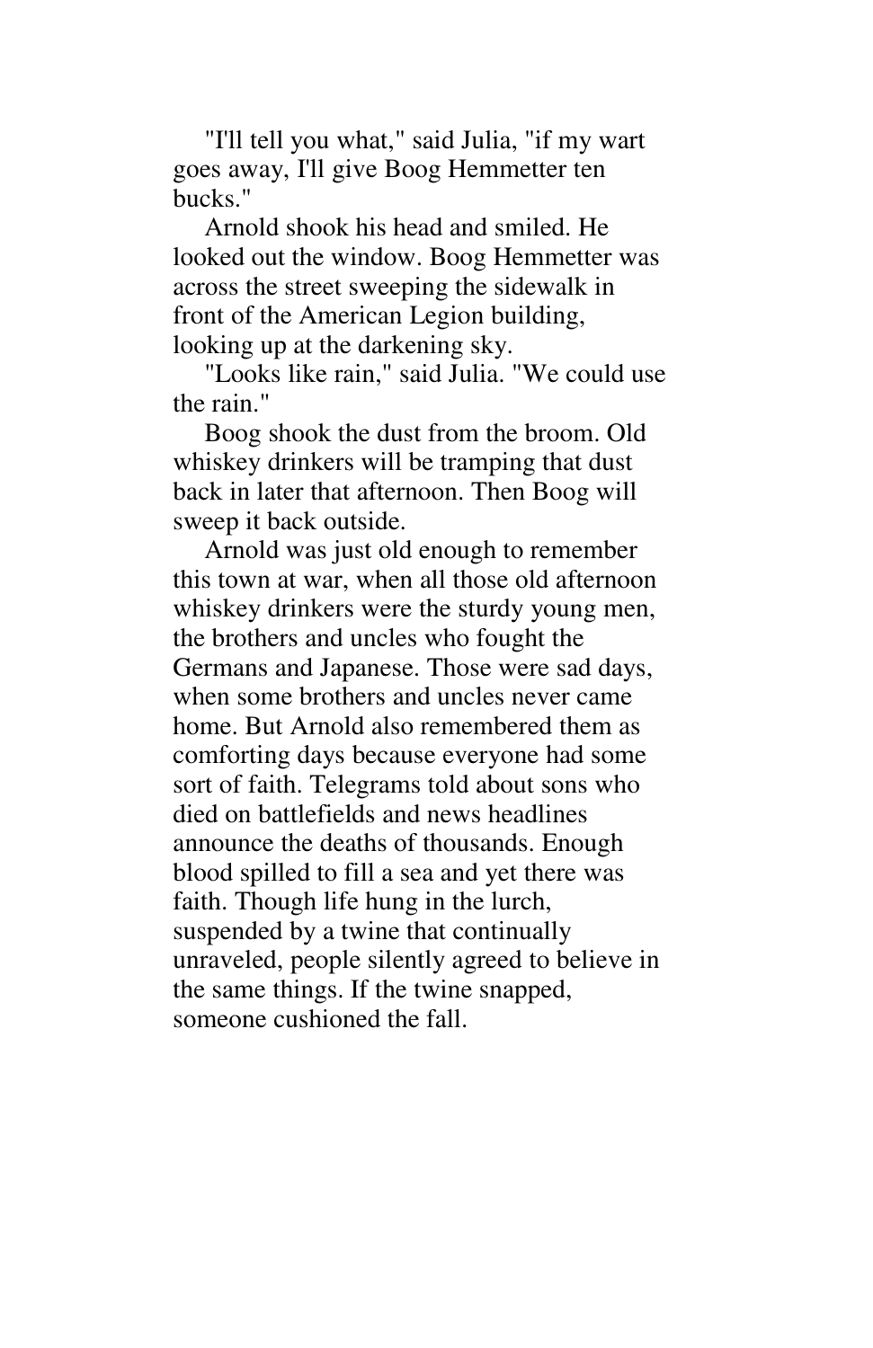"I'll tell you what," said Julia, "if my wart goes away, I'll give Boog Hemmetter ten bucks."

Arnold shook his head and smiled. He looked out the window. Boog Hemmetter was across the street sweeping the sidewalk in front of the American Legion building, looking up at the darkening sky.

"Looks like rain," said Julia. "We could use the rain."

Boog shook the dust from the broom. Old whiskey drinkers will be tramping that dust back in later that afternoon. Then Boog will sweep it back outside.

Arnold was just old enough to remember this town at war, when all those old afternoon whiskey drinkers were the sturdy young men, the brothers and uncles who fought the Germans and Japanese. Those were sad days, when some brothers and uncles never came home. But Arnold also remembered them as comforting days because everyone had some sort of faith. Telegrams told about sons who died on battlefields and news headlines announce the deaths of thousands. Enough blood spilled to fill a sea and yet there was faith. Though life hung in the lurch, suspended by a twine that continually unraveled, people silently agreed to believe in the same things. If the twine snapped, someone cushioned the fall.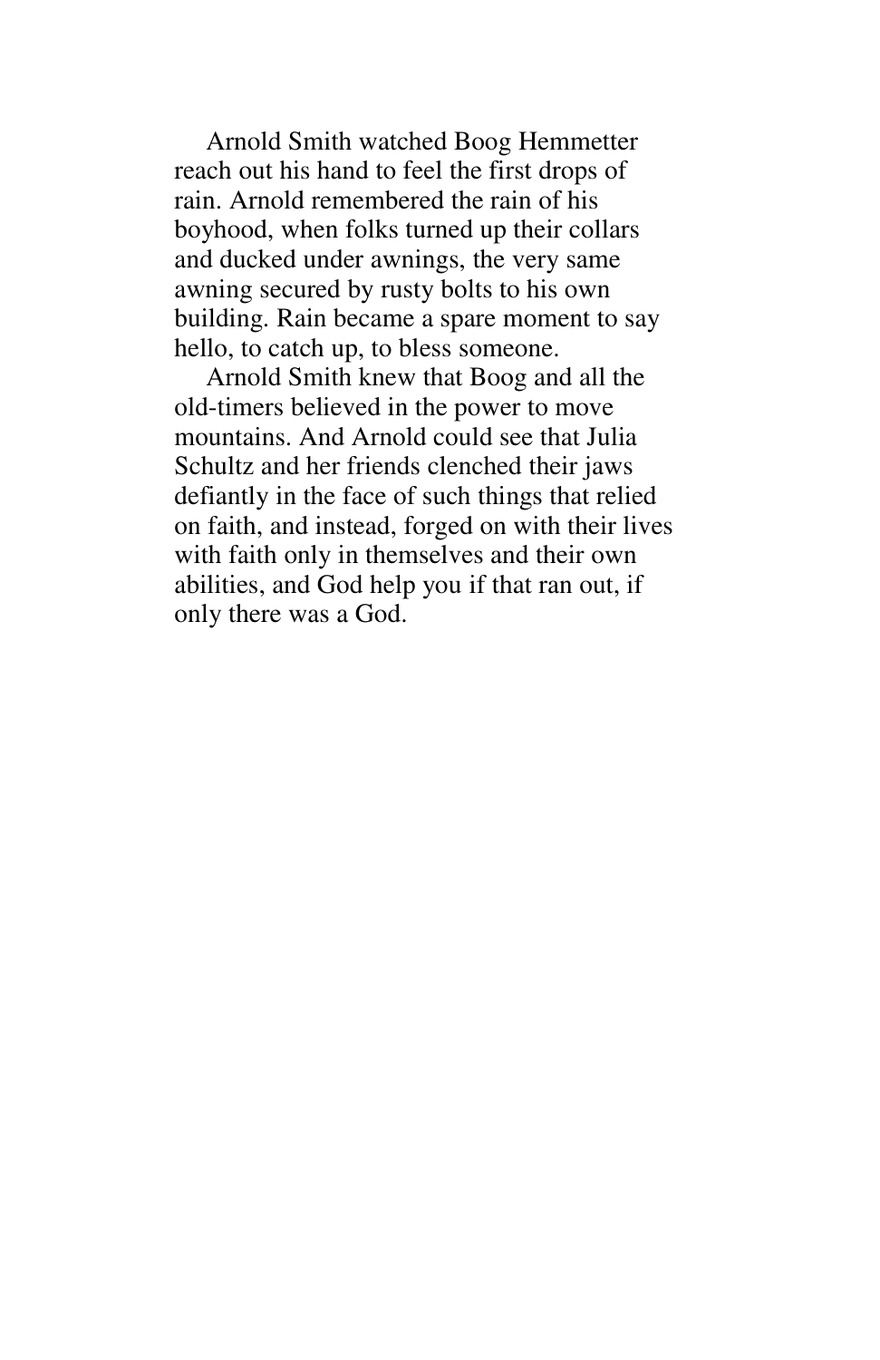Arnold Smith watched Boog Hemmetter reach out his hand to feel the first drops of rain. Arnold remembered the rain of his boyhood, when folks turned up their collars and ducked under awnings, the very same awning secured by rusty bolts to his own building. Rain became a spare moment to say hello, to catch up, to bless someone.

Arnold Smith knew that Boog and all the old-timers believed in the power to move mountains. And Arnold could see that Julia Schultz and her friends clenched their jaws defiantly in the face of such things that relied on faith, and instead, forged on with their lives with faith only in themselves and their own abilities, and God help you if that ran out, if only there was a God.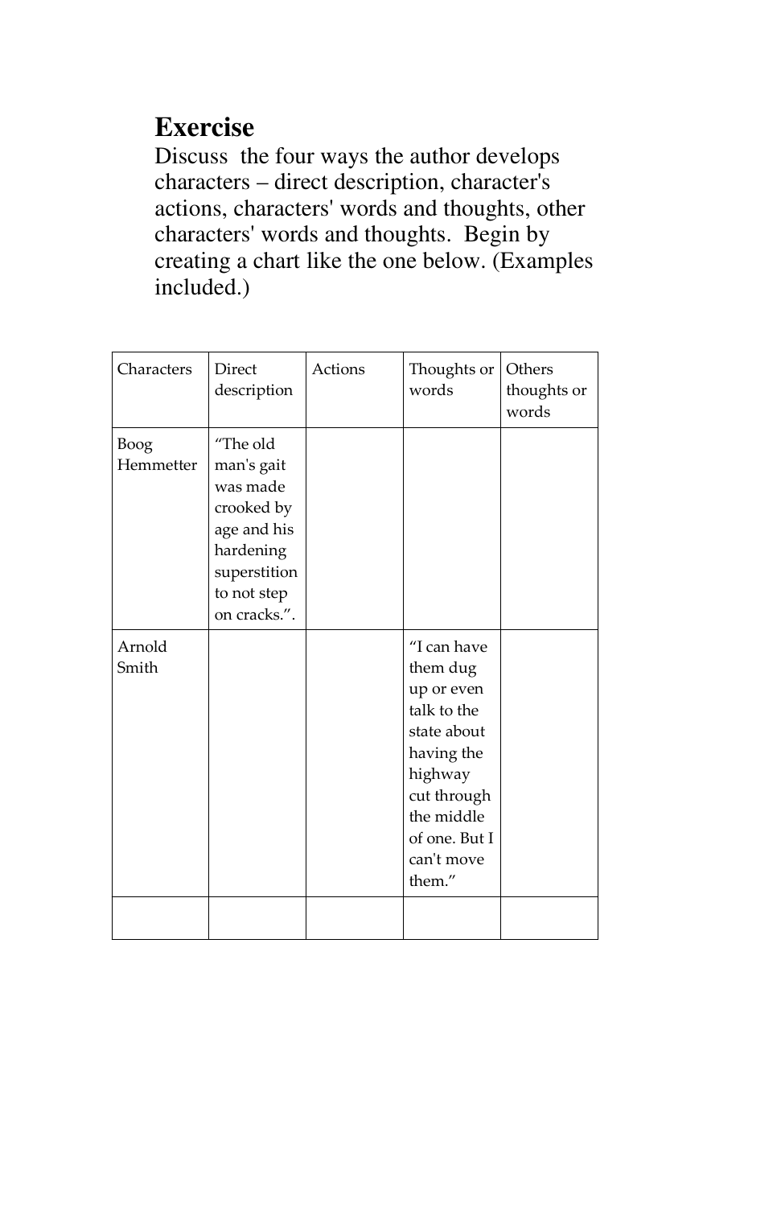# Exercise

Discuss the four ways the author develops characters – direct description, character's actions, characters' words and thoughts, other characters' words and thoughts. Begin by creating a chart like the one below. (Examples included.)

| Characters | Direct description | Actions | Thoughts or words | Others thoughts or words |
|---|---|---|---|---|
| Boog Hemmetter | "The old man's gait was made crooked by age and his hardening superstition to not step on cracks.". | | | |
| Arnold Smith | | | "I can have them dug up or even talk to the state about having the highway cut through the middle of one. But I can't move them." | |
| | | | | |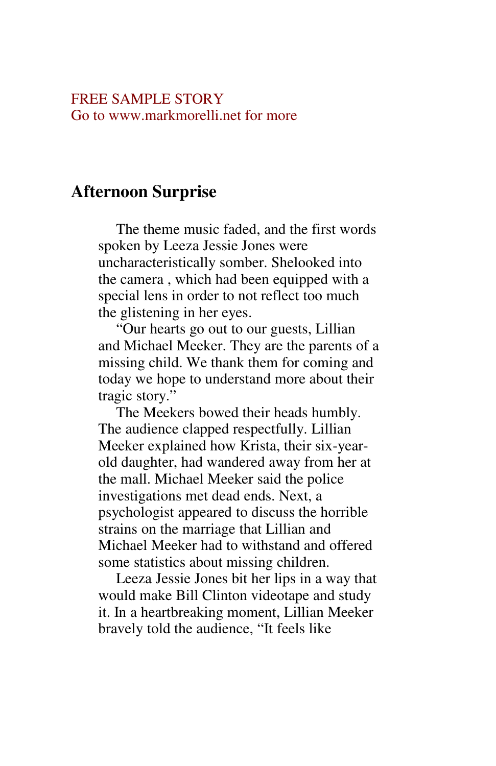FREE SAMPLE STORY
Go to www.markmorelli.net for more

## Afternoon Surprise

The theme music faded, and the first words spoken by Leeza Jessie Jones were uncharacteristically somber. Shelooked into the camera , which had been equipped with a special lens in order to not reflect too much the glistening in her eyes.

"Our hearts go out to our guests, Lillian and Michael Meeker. They are the parents of a missing child. We thank them for coming and today we hope to understand more about their tragic story."

The Meekers bowed their heads humbly. The audience clapped respectfully. Lillian Meeker explained how Krista, their six-year-old daughter, had wandered away from her at the mall. Michael Meeker said the police investigations met dead ends. Next, a psychologist appeared to discuss the horrible strains on the marriage that Lillian and Michael Meeker had to withstand and offered some statistics about missing children.

Leeza Jessie Jones bit her lips in a way that would make Bill Clinton videotape and study it. In a heartbreaking moment, Lillian Meeker bravely told the audience, "It feels like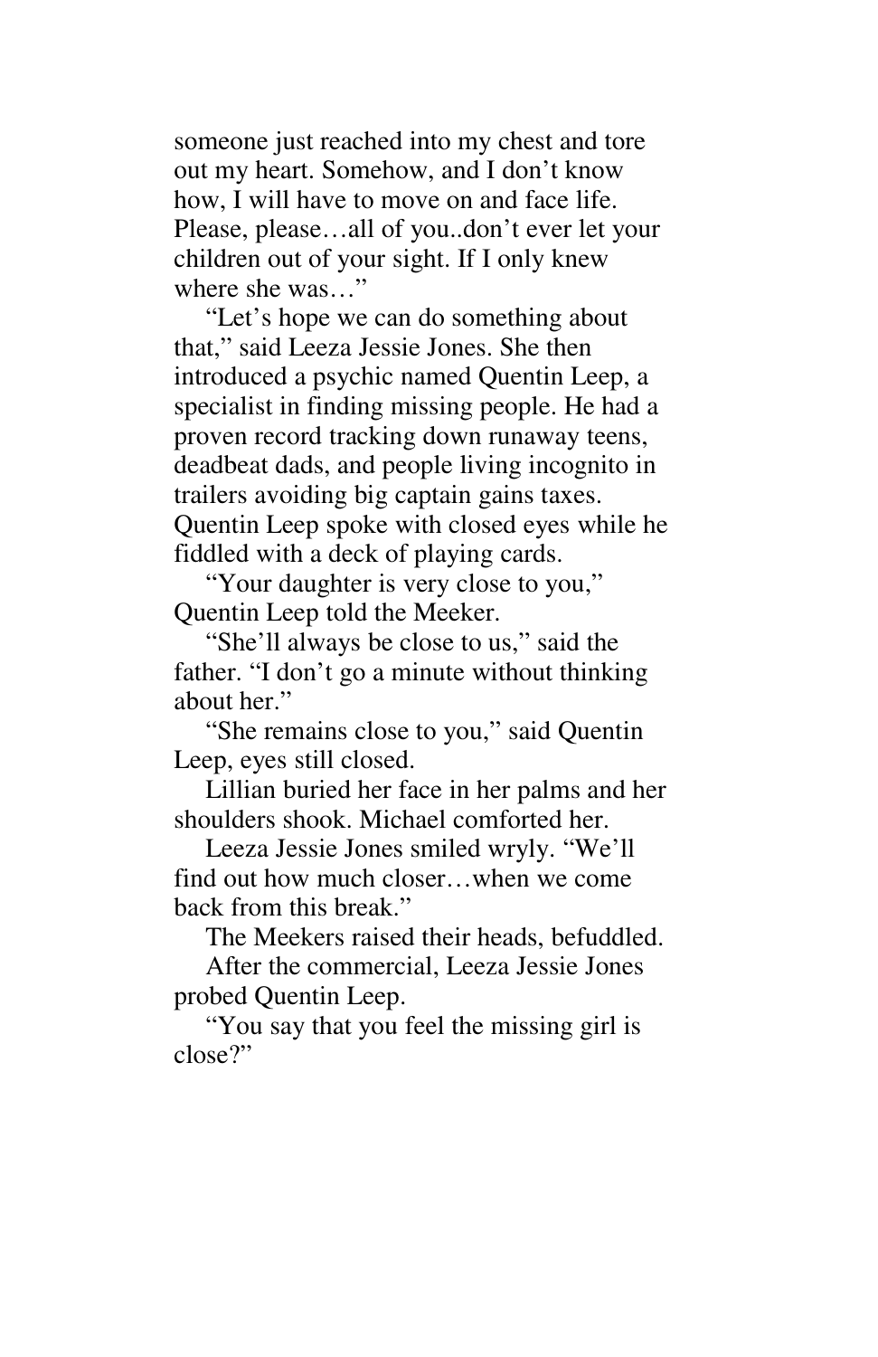someone just reached into my chest and tore out my heart. Somehow, and I don't know how, I will have to move on and face life. Please, please…all of you..don't ever let your children out of your sight. If I only knew where she was…"

"Let's hope we can do something about that," said Leeza Jessie Jones. She then introduced a psychic named Quentin Leep, a specialist in finding missing people. He had a proven record tracking down runaway teens, deadbeat dads, and people living incognito in trailers avoiding big captain gains taxes. Quentin Leep spoke with closed eyes while he fiddled with a deck of playing cards.

"Your daughter is very close to you," Quentin Leep told the Meeker.

"She'll always be close to us," said the father. "I don't go a minute without thinking about her."

"She remains close to you," said Quentin Leep, eyes still closed.

Lillian buried her face in her palms and her shoulders shook. Michael comforted her.

Leeza Jessie Jones smiled wryly. "We'll find out how much closer…when we come back from this break."

The Meekers raised their heads, befuddled.

After the commercial, Leeza Jessie Jones probed Quentin Leep.

"You say that you feel the missing girl is close?"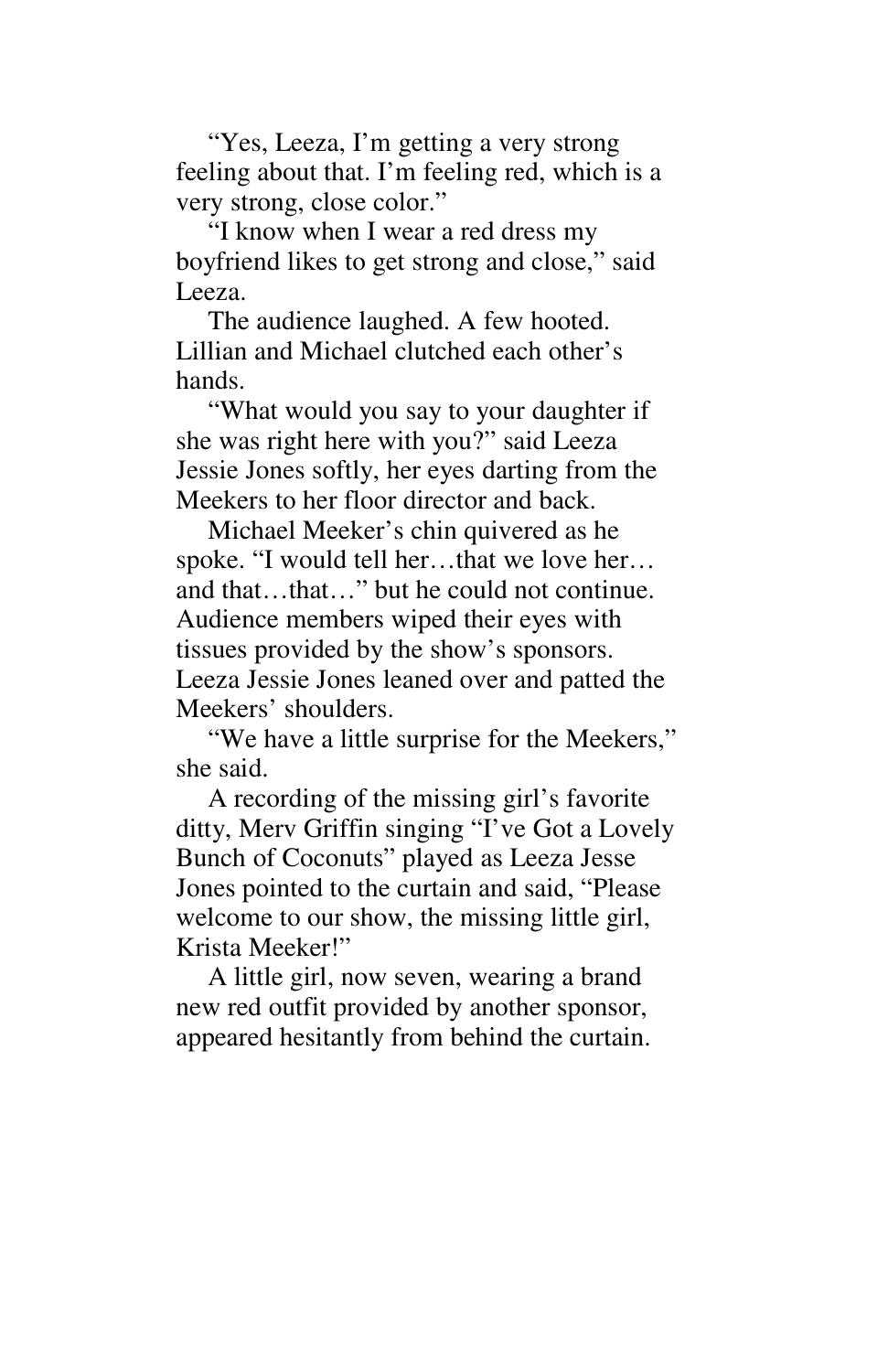"Yes, Leeza, I'm getting a very strong feeling about that. I'm feeling red, which is a very strong, close color."

"I know when I wear a red dress my boyfriend likes to get strong and close," said Leeza.

The audience laughed. A few hooted. Lillian and Michael clutched each other's hands.

"What would you say to your daughter if she was right here with you?" said Leeza Jessie Jones softly, her eyes darting from the Meekers to her floor director and back.

Michael Meeker's chin quivered as he spoke. "I would tell her…that we love her… and that…that…" but he could not continue. Audience members wiped their eyes with tissues provided by the show's sponsors. Leeza Jessie Jones leaned over and patted the Meekers' shoulders.

"We have a little surprise for the Meekers," she said.

A recording of the missing girl's favorite ditty, Merv Griffin singing "I've Got a Lovely Bunch of Coconuts" played as Leeza Jesse Jones pointed to the curtain and said, "Please welcome to our show, the missing little girl, Krista Meeker!"

A little girl, now seven, wearing a brand new red outfit provided by another sponsor, appeared hesitantly from behind the curtain.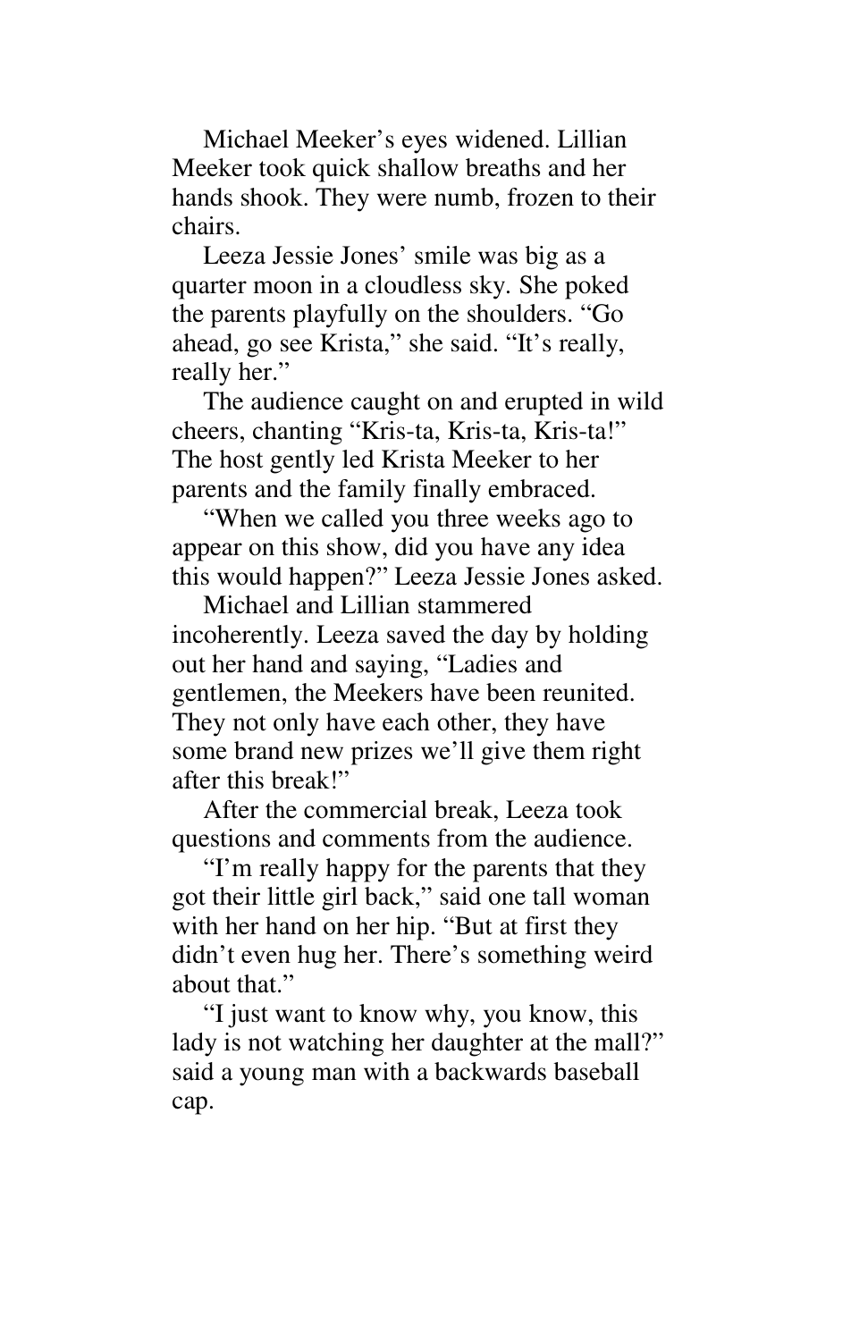Michael Meeker's eyes widened. Lillian Meeker took quick shallow breaths and her hands shook. They were numb, frozen to their chairs.

Leeza Jessie Jones' smile was big as a quarter moon in a cloudless sky. She poked the parents playfully on the shoulders. "Go ahead, go see Krista," she said. "It's really, really her."

The audience caught on and erupted in wild cheers, chanting "Kris-ta, Kris-ta, Kris-ta!" The host gently led Krista Meeker to her parents and the family finally embraced.

"When we called you three weeks ago to appear on this show, did you have any idea this would happen?" Leeza Jessie Jones asked.

Michael and Lillian stammered incoherently. Leeza saved the day by holding out her hand and saying, "Ladies and gentlemen, the Meekers have been reunited. They not only have each other, they have some brand new prizes we'll give them right after this break!"

After the commercial break, Leeza took questions and comments from the audience.

"I'm really happy for the parents that they got their little girl back," said one tall woman with her hand on her hip. "But at first they didn't even hug her. There's something weird about that."

"I just want to know why, you know, this lady is not watching her daughter at the mall?" said a young man with a backwards baseball cap.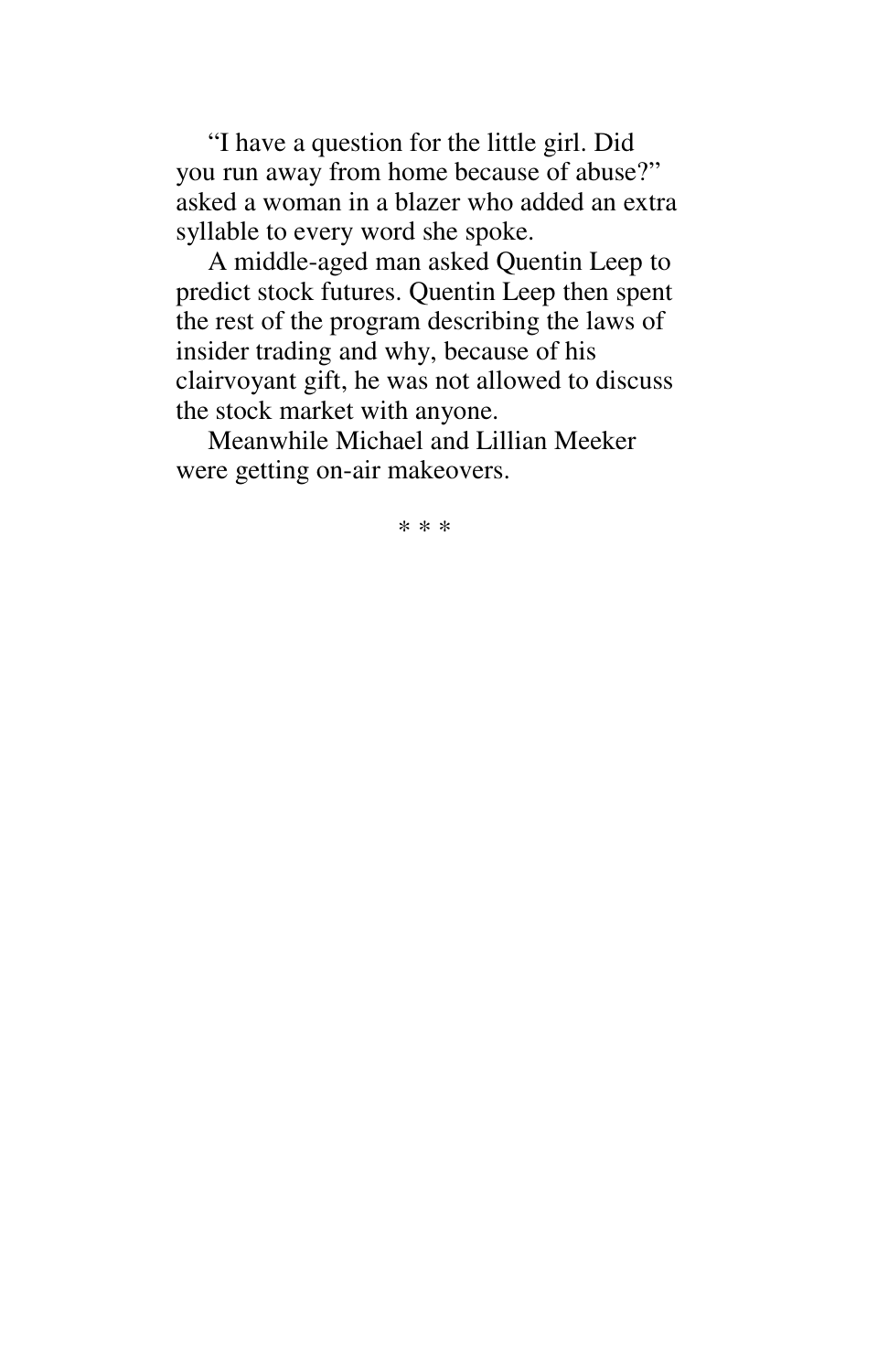"I have a question for the little girl. Did you run away from home because of abuse?" asked a woman in a blazer who added an extra syllable to every word she spoke.

A middle-aged man asked Quentin Leep to predict stock futures. Quentin Leep then spent the rest of the program describing the laws of insider trading and why, because of his clairvoyant gift, he was not allowed to discuss the stock market with anyone.

Meanwhile Michael and Lillian Meeker were getting on-air makeovers.

* * *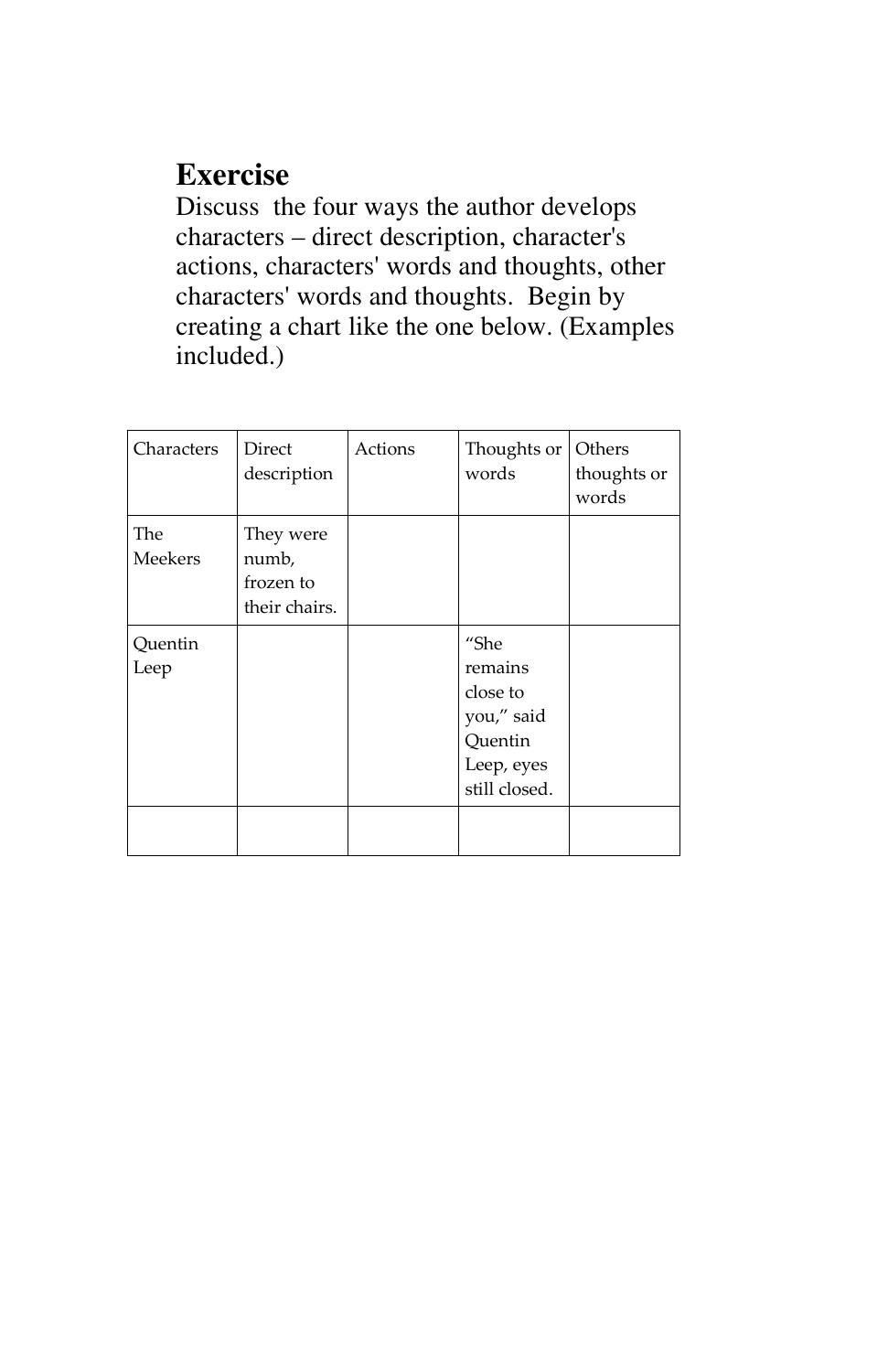## Exercise

Discuss  the four ways the author develops characters – direct description, character's actions, characters' words and thoughts, other characters' words and thoughts.  Begin by creating a chart like the one below. (Examples included.)

| Characters | Direct description | Actions | Thoughts or words | Others thoughts or words |
|---|---|---|---|---|
| The Meekers | They were numb, frozen to their chairs. | | | |
| Quentin Leep | | | "She remains close to you," said Quentin Leep, eyes still closed. | |
| | | | | |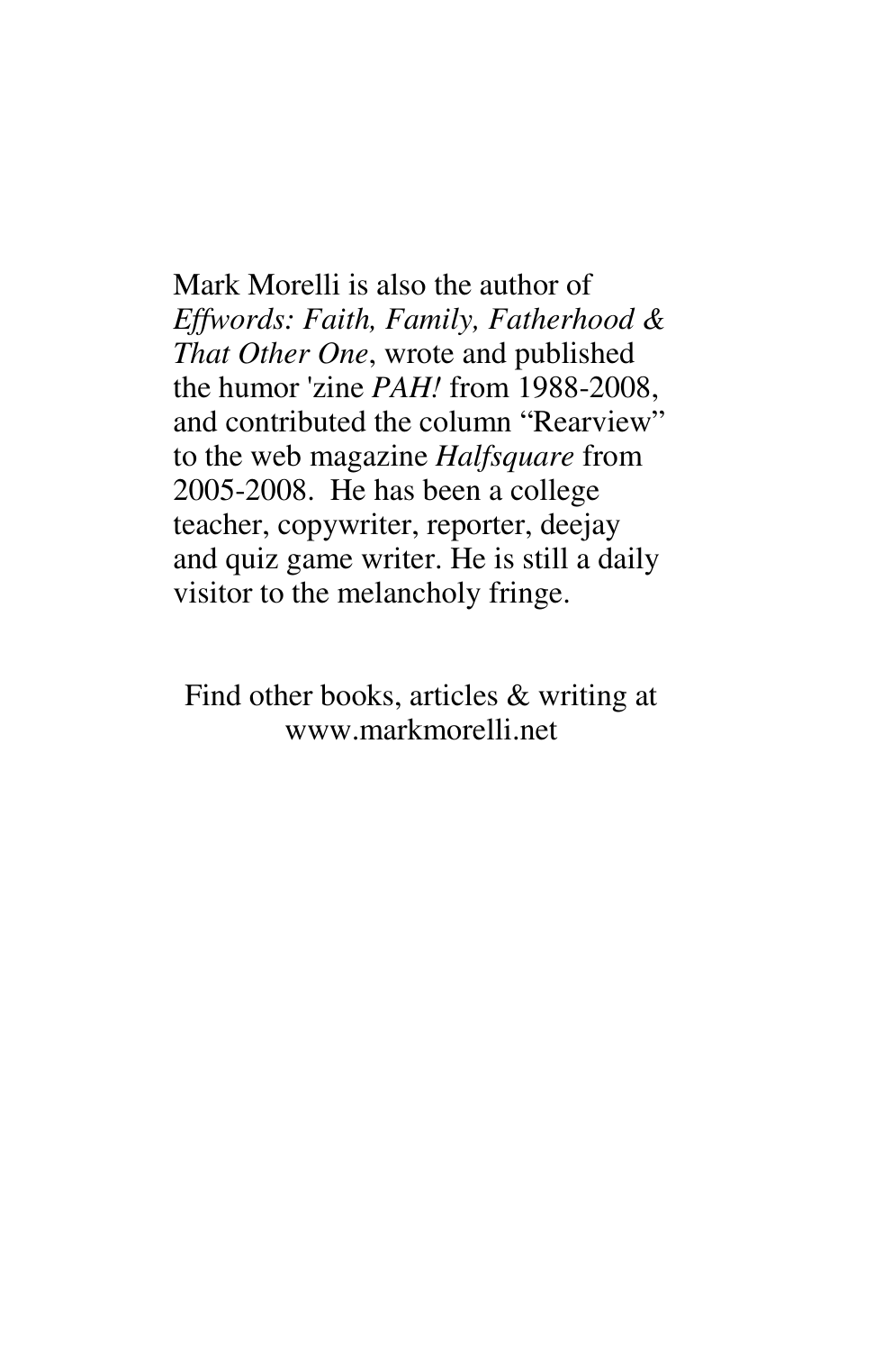Mark Morelli is also the author of *Effwords: Faith, Family, Fatherhood & That Other One*, wrote and published the humor 'zine *PAH!* from 1988-2008, and contributed the column "Rearview" to the web magazine *Halfsquare* from 2005-2008. He has been a college teacher, copywriter, reporter, deejay and quiz game writer. He is still a daily visitor to the melancholy fringe.

Find other books, articles & writing at www.markmorelli.net